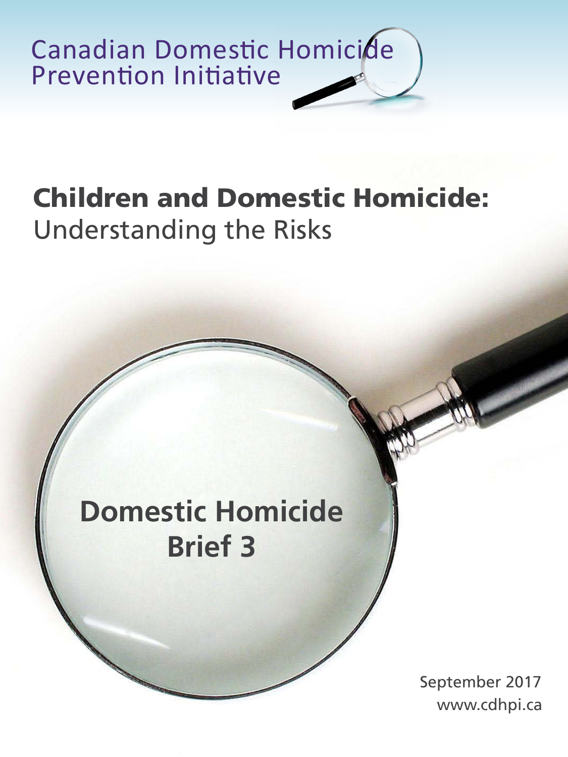Canadian Domestic Homicide Prevention Initiative

# Children and Domestic Homicide:

## Understanding the Risks

**Domestic Homicide Brief 3**

September 2017

www.cdhpi.ca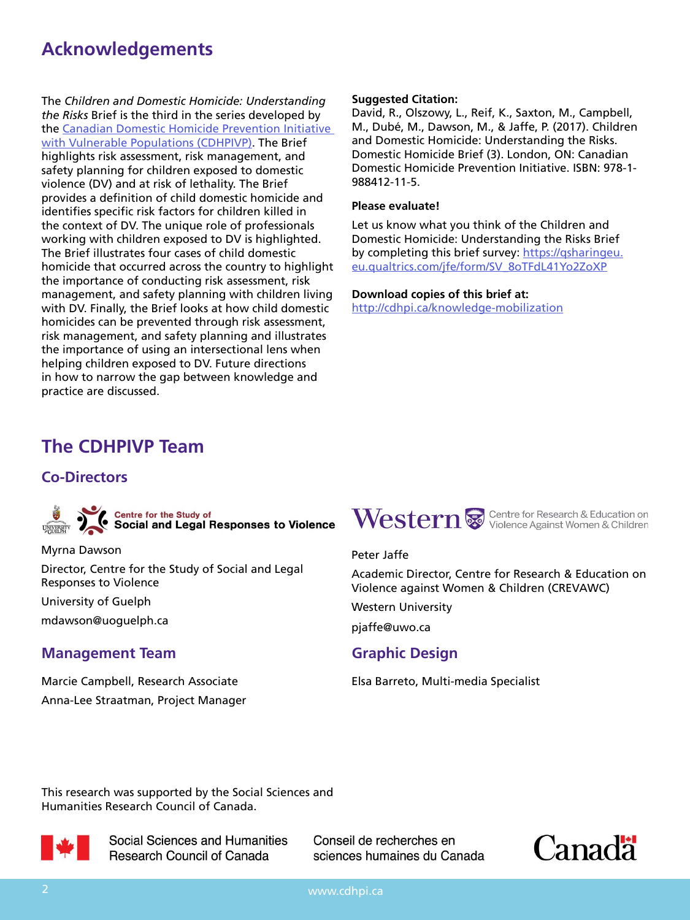# Acknowledgements

The *Children and Domestic Homicide: Understanding the Risks* Brief is the third in the series developed by the Canadian Domestic Homicide Prevention Initiative with Vulnerable Populations (CDHPIVP). The Brief highlights risk assessment, risk management, and safety planning for children exposed to domestic violence (DV) and at risk of lethality. The Brief provides a definition of child domestic homicide and identifies specific risk factors for children killed in the context of DV. The unique role of professionals working with children exposed to DV is highlighted. The Brief illustrates four cases of child domestic homicide that occurred across the country to highlight the importance of conducting risk assessment, risk management, and safety planning with children living with DV. Finally, the Brief looks at how child domestic homicides can be prevented through risk assessment, risk management, and safety planning and illustrates the importance of using an intersectional lens when helping children exposed to DV. Future directions in how to narrow the gap between knowledge and practice are discussed.

**Suggested Citation:**
David, R., Olszowy, L., Reif, K., Saxton, M., Campbell, M., Dubé, M., Dawson, M., & Jaffe, P. (2017). Children and Domestic Homicide: Understanding the Risks. Domestic Homicide Brief (3). London, ON: Canadian Domestic Homicide Prevention Initiative. ISBN: 978-1-988412-11-5.

**Please evaluate!**

Let us know what you think of the Children and Domestic Homicide: Understanding the Risks Brief by completing this brief survey: https://qsharingeu.eu.qualtrics.com/jfe/form/SV_8oTFdL41Yo2ZoXP

**Download copies of this brief at:**
http://cdhpi.ca/knowledge-mobilization

## The CDHPIVP Team

### Co-Directors

Centre for the Study of Social and Legal Responses to Violence

Myrna Dawson

Director, Centre for the Study of Social and Legal Responses to Violence

University of Guelph

mdawson@uoguelph.ca

Western – Centre for Research & Education on Violence Against Women & Children

Peter Jaffe

Academic Director, Centre for Research & Education on Violence against Women & Children (CREVAWC)

Western University

pjaffe@uwo.ca

### Management Team

Marcie Campbell, Research Associate

Anna-Lee Straatman, Project Manager

### Graphic Design

Elsa Barreto, Multi-media Specialist

This research was supported by the Social Sciences and Humanities Research Council of Canada.

Social Sciences and Humanities Research Council of Canada | Conseil de recherches en sciences humaines du Canada | Canada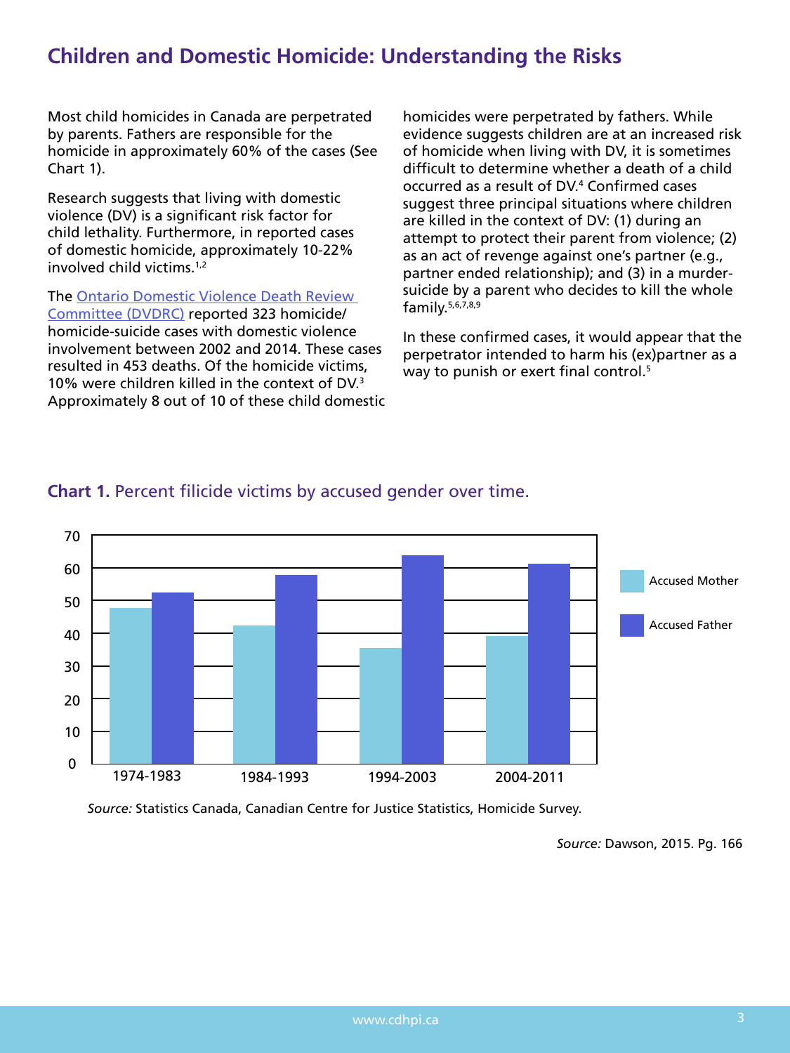# Children and Domestic Homicide: Understanding the Risks

Most child homicides in Canada are perpetrated by parents. Fathers are responsible for the homicide in approximately 60% of the cases (See Chart 1).

Research suggests that living with domestic violence (DV) is a significant risk factor for child lethality. Furthermore, in reported cases of domestic homicide, approximately 10-22% involved child victims.[1,2]

The [Ontario Domestic Violence Death Review Committee (DVDRC)]() reported 323 homicide/homicide-suicide cases with domestic violence involvement between 2002 and 2014. These cases resulted in 453 deaths. Of the homicide victims, 10% were children killed in the context of DV.[3] Approximately 8 out of 10 of these child domestic homicides were perpetrated by fathers. While evidence suggests children are at an increased risk of homicide when living with DV, it is sometimes difficult to determine whether a death of a child occurred as a result of DV.[4] Confirmed cases suggest three principal situations where children are killed in the context of DV: (1) during an attempt to protect their parent from violence; (2) as an act of revenge against one's partner (e.g., partner ended relationship); and (3) in a murder-suicide by a parent who decides to kill the whole family.[5,6,7,8,9]

In these confirmed cases, it would appear that the perpetrator intended to harm his (ex)partner as a way to punish or exert final control.[5]

**Chart 1.** Percent filicide victims by accused gender over time.

| Period | Accused Mother | Accused Father |
|---|---|---|
| 1974-1983 | ~48 | ~52 |
| 1984-1993 | ~42 | ~58 |
| 1994-2003 | ~36 | ~64 |
| 2004-2011 | ~39 | ~61 |

*Source:* Statistics Canada, Canadian Centre for Justice Statistics, Homicide Survey.

*Source:* Dawson, 2015. Pg. 166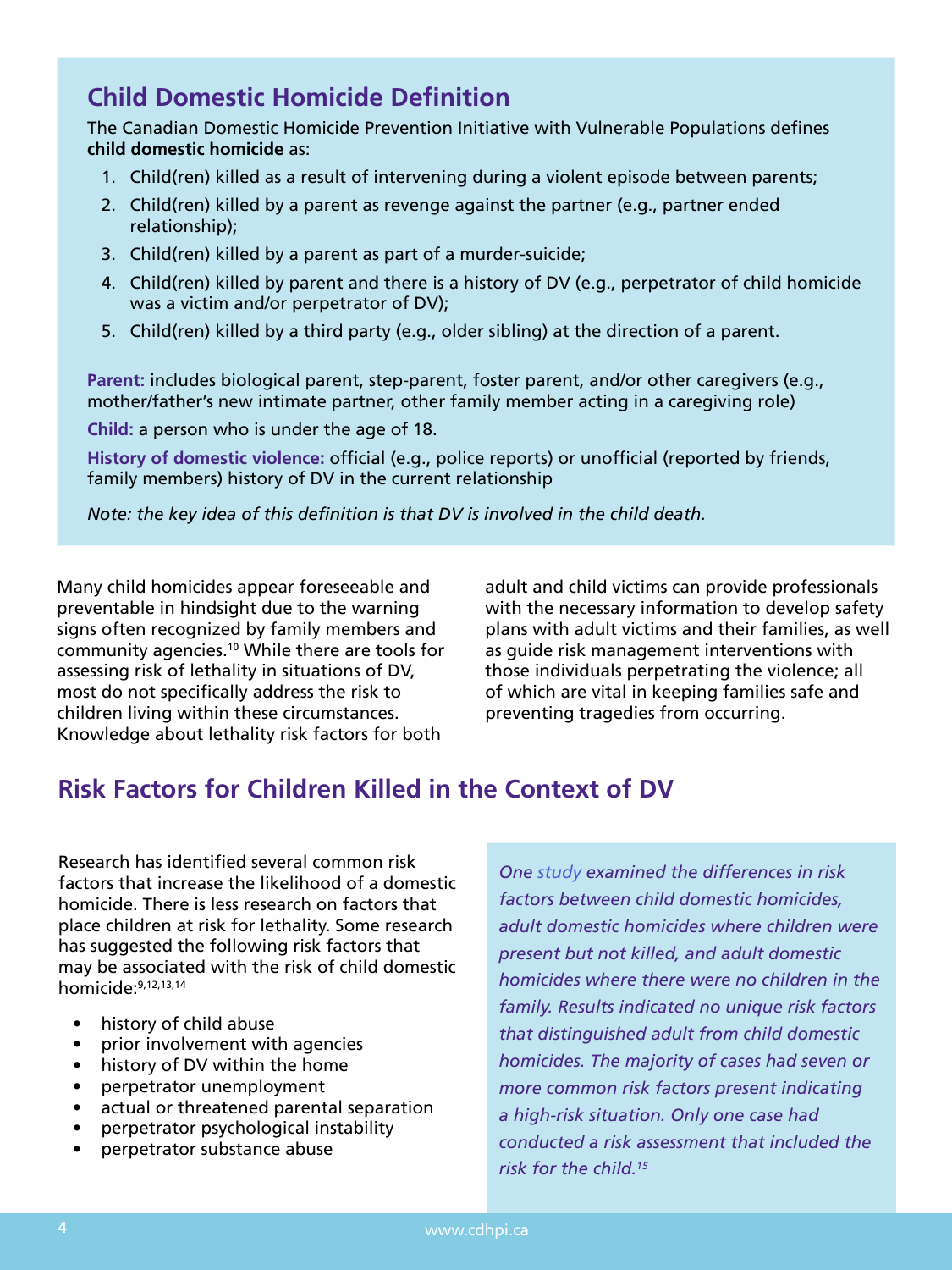## Child Domestic Homicide Definition

The Canadian Domestic Homicide Prevention Initiative with Vulnerable Populations defines **child domestic homicide** as:

1. Child(ren) killed as a result of intervening during a violent episode between parents;
2. Child(ren) killed by a parent as revenge against the partner (e.g., partner ended relationship);
3. Child(ren) killed by a parent as part of a murder-suicide;
4. Child(ren) killed by parent and there is a history of DV (e.g., perpetrator of child homicide was a victim and/or perpetrator of DV);
5. Child(ren) killed by a third party (e.g., older sibling) at the direction of a parent.

**Parent:** includes biological parent, step-parent, foster parent, and/or other caregivers (e.g., mother/father's new intimate partner, other family member acting in a caregiving role)

**Child:** a person who is under the age of 18.

**History of domestic violence:** official (e.g., police reports) or unofficial (reported by friends, family members) history of DV in the current relationship

*Note: the key idea of this definition is that DV is involved in the child death.*

Many child homicides appear foreseeable and preventable in hindsight due to the warning signs often recognized by family members and community agencies.[10] While there are tools for assessing risk of lethality in situations of DV, most do not specifically address the risk to children living within these circumstances. Knowledge about lethality risk factors for both adult and child victims can provide professionals with the necessary information to develop safety plans with adult victims and their families, as well as guide risk management interventions with those individuals perpetrating the violence; all of which are vital in keeping families safe and preventing tragedies from occurring.

## Risk Factors for Children Killed in the Context of DV

Research has identified several common risk factors that increase the likelihood of a domestic homicide. There is less research on factors that place children at risk for lethality. Some research has suggested the following risk factors that may be associated with the risk of child domestic homicide:[9,12,13,14]

- history of child abuse
- prior involvement with agencies
- history of DV within the home
- perpetrator unemployment
- actual or threatened parental separation
- perpetrator psychological instability
- perpetrator substance abuse

*One study examined the differences in risk factors between child domestic homicides, adult domestic homicides where children were present but not killed, and adult domestic homicides where there were no children in the family. Results indicated no unique risk factors that distinguished adult from child domestic homicides. The majority of cases had seven or more common risk factors present indicating a high-risk situation. Only one case had conducted a risk assessment that included the risk for the child.*[15]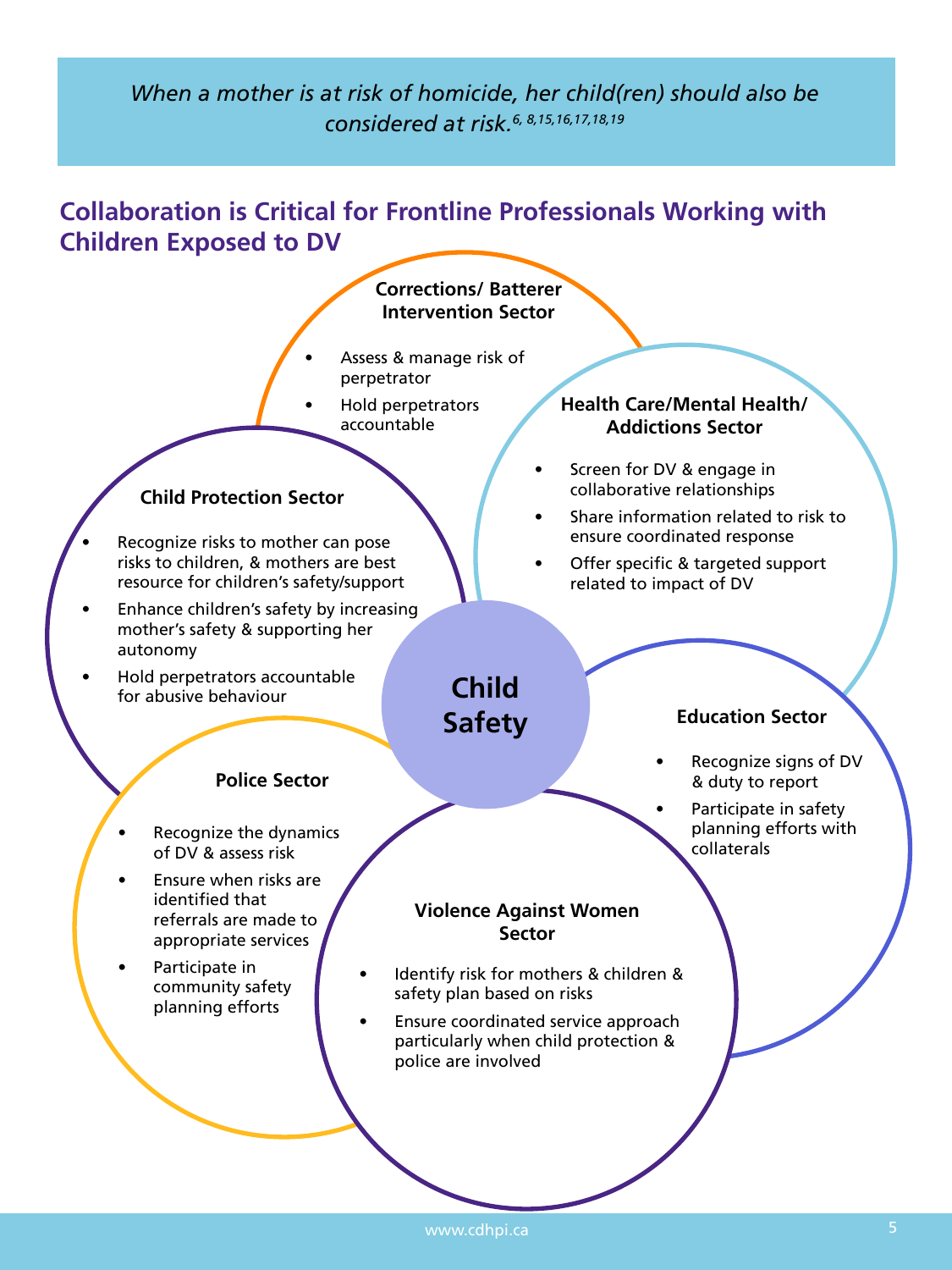*When a mother is at risk of homicide, her child(ren) should also be considered at risk.*[6, 8,15,16,17,18,19]

## Collaboration is Critical for Frontline Professionals Working with Children Exposed to DV

**Child Safety**

### Corrections/ Batterer Intervention Sector

- Assess & manage risk of perpetrator
- Hold perpetrators accountable

### Health Care/Mental Health/ Addictions Sector

- Screen for DV & engage in collaborative relationships
- Share information related to risk to ensure coordinated response
- Offer specific & targeted support related to impact of DV

### Child Protection Sector

- Recognize risks to mother can pose risks to children, & mothers are best resource for children's safety/support
- Enhance children's safety by increasing mother's safety & supporting her autonomy
- Hold perpetrators accountable for abusive behaviour

### Education Sector

- Recognize signs of DV & duty to report
- Participate in safety planning efforts with collaterals

### Police Sector

- Recognize the dynamics of DV & assess risk
- Ensure when risks are identified that referrals are made to appropriate services
- Participate in community safety planning efforts

### Violence Against Women Sector

- Identify risk for mothers & children & safety plan based on risks
- Ensure coordinated service approach particularly when child protection & police are involved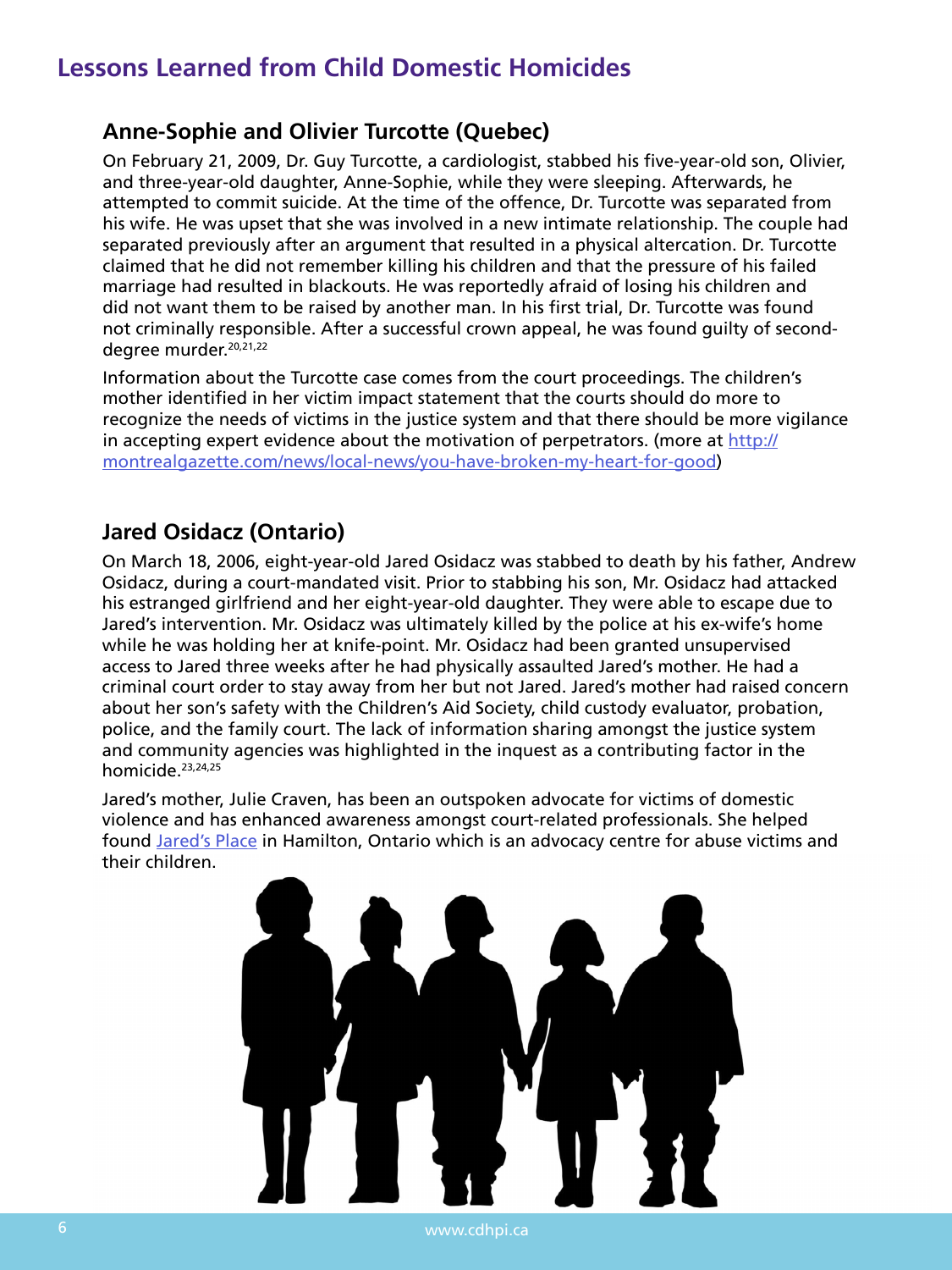## Lessons Learned from Child Domestic Homicides

### Anne-Sophie and Olivier Turcotte (Quebec)

On February 21, 2009, Dr. Guy Turcotte, a cardiologist, stabbed his five-year-old son, Olivier, and three-year-old daughter, Anne-Sophie, while they were sleeping. Afterwards, he attempted to commit suicide. At the time of the offence, Dr. Turcotte was separated from his wife. He was upset that she was involved in a new intimate relationship. The couple had separated previously after an argument that resulted in a physical altercation. Dr. Turcotte claimed that he did not remember killing his children and that the pressure of his failed marriage had resulted in blackouts. He was reportedly afraid of losing his children and did not want them to be raised by another man. In his first trial, Dr. Turcotte was found not criminally responsible. After a successful crown appeal, he was found guilty of second-degree murder.[20,21,22]

Information about the Turcotte case comes from the court proceedings. The children's mother identified in her victim impact statement that the courts should do more to recognize the needs of victims in the justice system and that there should be more vigilance in accepting expert evidence about the motivation of perpetrators. (more at [http://montrealgazette.com/news/local-news/you-have-broken-my-heart-for-good](http://montrealgazette.com/news/local-news/you-have-broken-my-heart-for-good))

### Jared Osidacz (Ontario)

On March 18, 2006, eight-year-old Jared Osidacz was stabbed to death by his father, Andrew Osidacz, during a court-mandated visit. Prior to stabbing his son, Mr. Osidacz had attacked his estranged girlfriend and her eight-year-old daughter. They were able to escape due to Jared's intervention. Mr. Osidacz was ultimately killed by the police at his ex-wife's home while he was holding her at knife-point. Mr. Osidacz had been granted unsupervised access to Jared three weeks after he had physically assaulted Jared's mother. He had a criminal court order to stay away from her but not Jared. Jared's mother had raised concern about her son's safety with the Children's Aid Society, child custody evaluator, probation, police, and the family court. The lack of information sharing amongst the justice system and community agencies was highlighted in the inquest as a contributing factor in the homicide.[23,24,25]

Jared's mother, Julie Craven, has been an outspoken advocate for victims of domestic violence and has enhanced awareness amongst court-related professionals. She helped found Jared's Place in Hamilton, Ontario which is an advocacy centre for abuse victims and their children.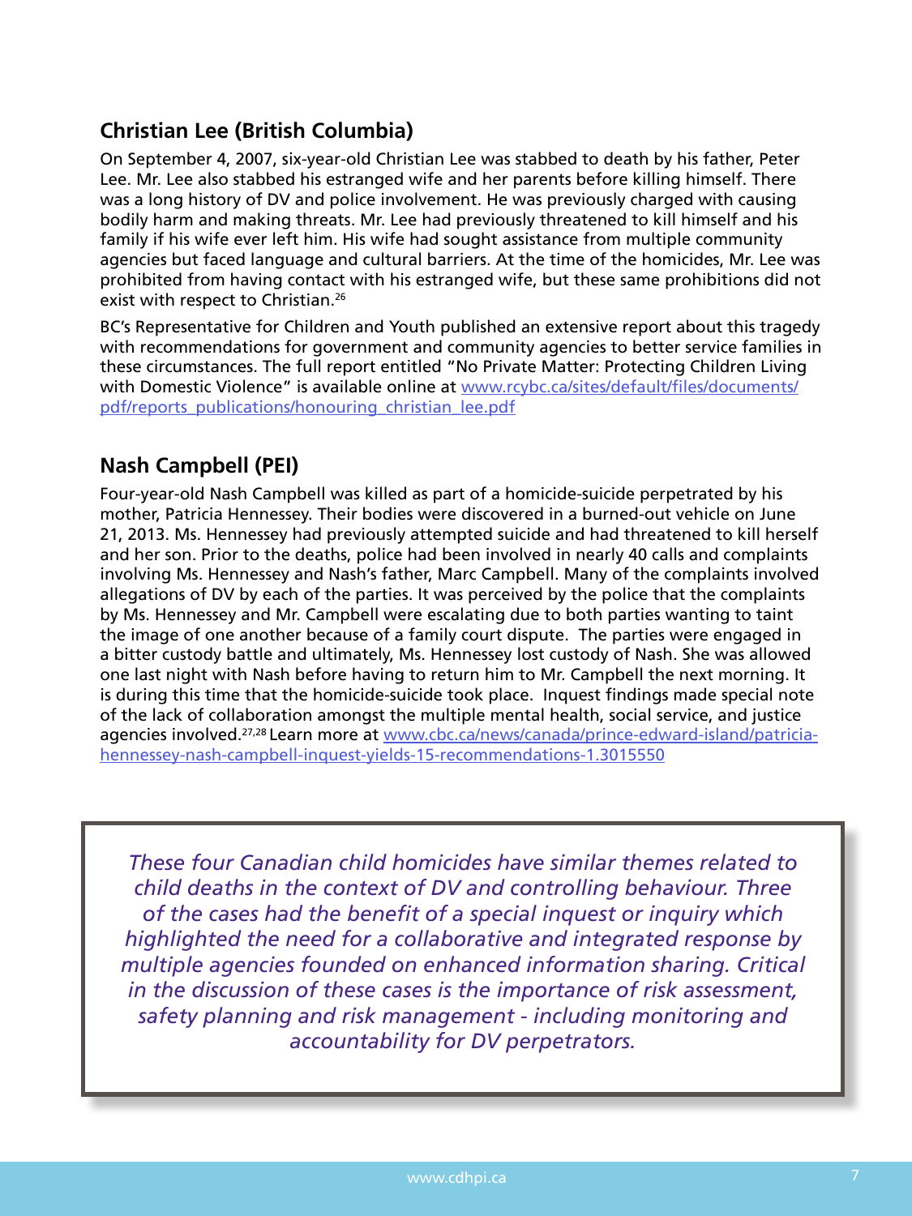## Christian Lee (British Columbia)

On September 4, 2007, six-year-old Christian Lee was stabbed to death by his father, Peter Lee. Mr. Lee also stabbed his estranged wife and her parents before killing himself. There was a long history of DV and police involvement. He was previously charged with causing bodily harm and making threats. Mr. Lee had previously threatened to kill himself and his family if his wife ever left him. His wife had sought assistance from multiple community agencies but faced language and cultural barriers. At the time of the homicides, Mr. Lee was prohibited from having contact with his estranged wife, but these same prohibitions did not exist with respect to Christian.[26]

BC's Representative for Children and Youth published an extensive report about this tragedy with recommendations for government and community agencies to better service families in these circumstances. The full report entitled "No Private Matter: Protecting Children Living with Domestic Violence" is available online at [www.rcybc.ca/sites/default/files/documents/pdf/reports_publications/honouring_christian_lee.pdf](www.rcybc.ca/sites/default/files/documents/pdf/reports_publications/honouring_christian_lee.pdf)

## Nash Campbell (PEI)

Four-year-old Nash Campbell was killed as part of a homicide-suicide perpetrated by his mother, Patricia Hennessey. Their bodies were discovered in a burned-out vehicle on June 21, 2013. Ms. Hennessey had previously attempted suicide and had threatened to kill herself and her son. Prior to the deaths, police had been involved in nearly 40 calls and complaints involving Ms. Hennessey and Nash's father, Marc Campbell. Many of the complaints involved allegations of DV by each of the parties. It was perceived by the police that the complaints by Ms. Hennessey and Mr. Campbell were escalating due to both parties wanting to taint the image of one another because of a family court dispute. The parties were engaged in a bitter custody battle and ultimately, Ms. Hennessey lost custody of Nash. She was allowed one last night with Nash before having to return him to Mr. Campbell the next morning. It is during this time that the homicide-suicide took place. Inquest findings made special note of the lack of collaboration amongst the multiple mental health, social service, and justice agencies involved.[27,28] Learn more at [www.cbc.ca/news/canada/prince-edward-island/patricia-hennessey-nash-campbell-inquest-yields-15-recommendations-1.3015550](www.cbc.ca/news/canada/prince-edward-island/patricia-hennessey-nash-campbell-inquest-yields-15-recommendations-1.3015550)

> *These four Canadian child homicides have similar themes related to child deaths in the context of DV and controlling behaviour. Three of the cases had the benefit of a special inquest or inquiry which highlighted the need for a collaborative and integrated response by multiple agencies founded on enhanced information sharing. Critical in the discussion of these cases is the importance of risk assessment, safety planning and risk management - including monitoring and accountability for DV perpetrators.*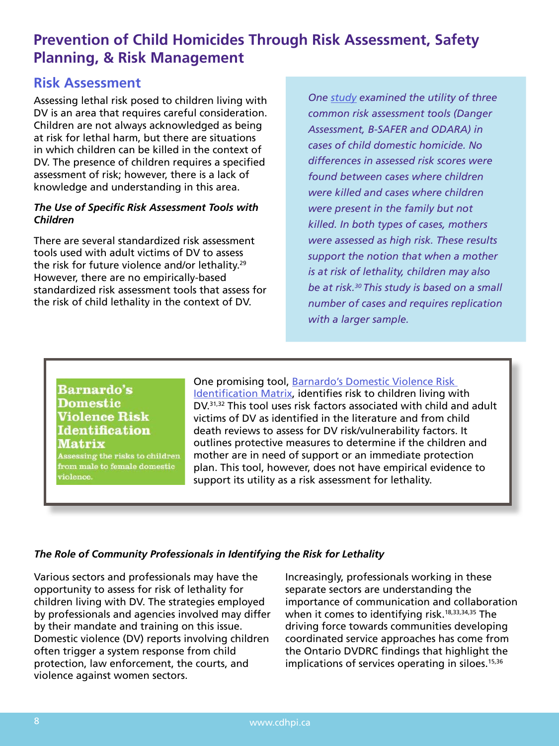# Prevention of Child Homicides Through Risk Assessment, Safety Planning, & Risk Management

## Risk Assessment

Assessing lethal risk posed to children living with DV is an area that requires careful consideration. Children are not always acknowledged as being at risk for lethal harm, but there are situations in which children can be killed in the context of DV. The presence of children requires a specified assessment of risk; however, there is a lack of knowledge and understanding in this area.

### *The Use of Specific Risk Assessment Tools with Children*

There are several standardized risk assessment tools used with adult victims of DV to assess the risk for future violence and/or lethality.[29] However, there are no empirically-based standardized risk assessment tools that assess for the risk of child lethality in the context of DV.

*One study examined the utility of three common risk assessment tools (Danger Assessment, B-SAFER and ODARA) in cases of child domestic homicide. No differences in assessed risk scores were found between cases where children were killed and cases where children were present in the family but not killed. In both types of cases, mothers were assessed as high risk. These results support the notion that when a mother is at risk of lethality, children may also be at risk.[30] This study is based on a small number of cases and requires replication with a larger sample.*

**Barnardo's Domestic Violence Risk Identification Matrix**

Assessing the risks to children from male to female domestic violence.

One promising tool, Barnardo's Domestic Violence Risk Identification Matrix, identifies risk to children living with DV.[31,32] This tool uses risk factors associated with child and adult victims of DV as identified in the literature and from child death reviews to assess for DV risk/vulnerability factors. It outlines protective measures to determine if the children and mother are in need of support or an immediate protection plan. This tool, however, does not have empirical evidence to support its utility as a risk assessment for lethality.

### *The Role of Community Professionals in Identifying the Risk for Lethality*

Various sectors and professionals may have the opportunity to assess for risk of lethality for children living with DV. The strategies employed by professionals and agencies involved may differ by their mandate and training on this issue. Domestic violence (DV) reports involving children often trigger a system response from child protection, law enforcement, the courts, and violence against women sectors.

Increasingly, professionals working in these separate sectors are understanding the importance of communication and collaboration when it comes to identifying risk.[18,33,34,35] The driving force towards communities developing coordinated service approaches has come from the Ontario DVDRC findings that highlight the implications of services operating in siloes.[15,36]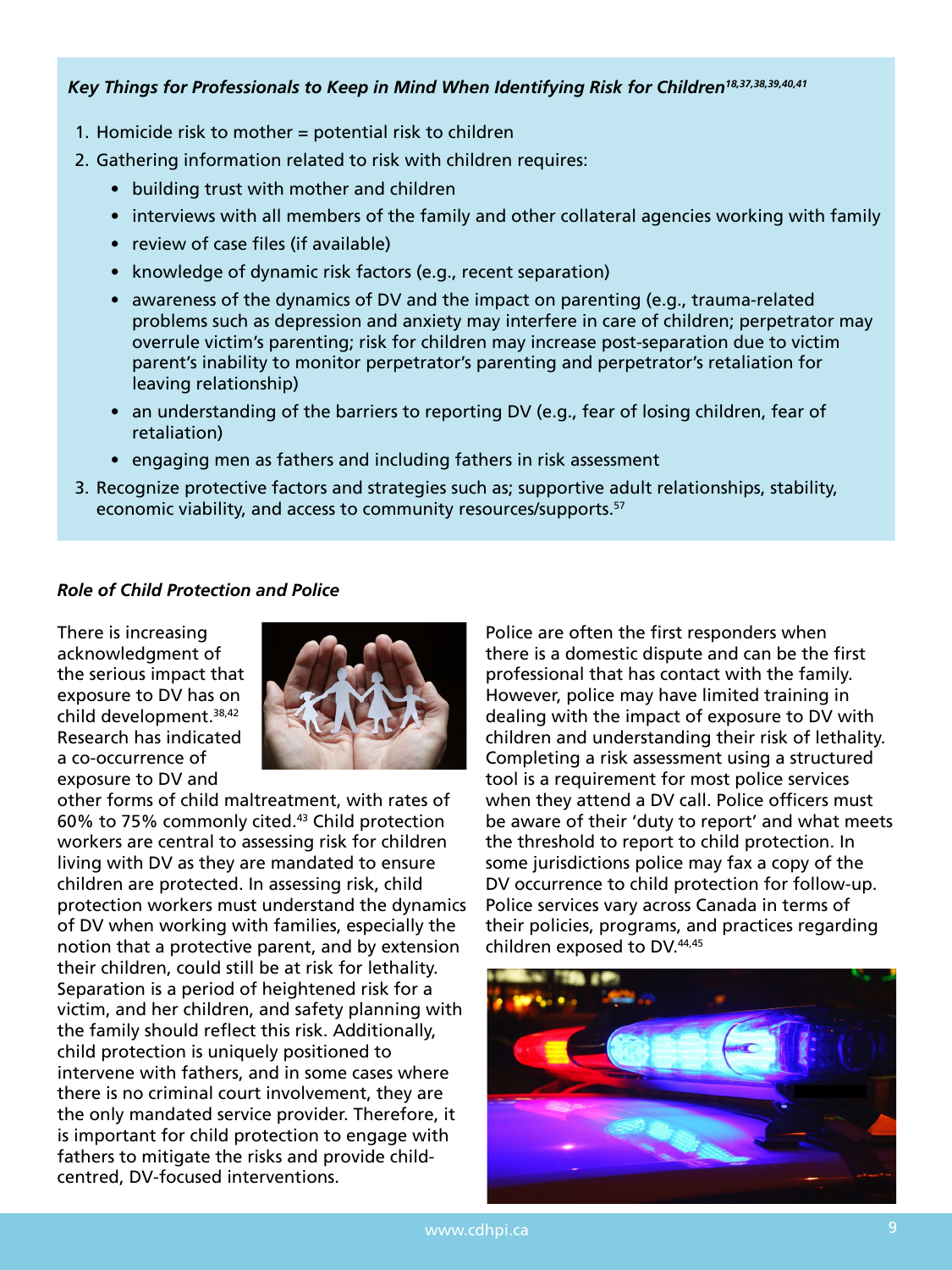***Key Things for Professionals to Keep in Mind When Identifying Risk for Children***[18,37,38,39,40,41]

1. Homicide risk to mother = potential risk to children
2. Gathering information related to risk with children requires:
   - building trust with mother and children
   - interviews with all members of the family and other collateral agencies working with family
   - review of case files (if available)
   - knowledge of dynamic risk factors (e.g., recent separation)
   - awareness of the dynamics of DV and the impact on parenting (e.g., trauma-related problems such as depression and anxiety may interfere in care of children; perpetrator may overrule victim's parenting; risk for children may increase post-separation due to victim parent's inability to monitor perpetrator's parenting and perpetrator's retaliation for leaving relationship)
   - an understanding of the barriers to reporting DV (e.g., fear of losing children, fear of retaliation)
   - engaging men as fathers and including fathers in risk assessment
3. Recognize protective factors and strategies such as; supportive adult relationships, stability, economic viability, and access to community resources/supports.[57]

### *Role of Child Protection and Police*

There is increasing acknowledgment of the serious impact that exposure to DV has on child development.[38,42] Research has indicated a co-occurrence of exposure to DV and other forms of child maltreatment, with rates of 60% to 75% commonly cited.[43] Child protection workers are central to assessing risk for children living with DV as they are mandated to ensure children are protected. In assessing risk, child protection workers must understand the dynamics of DV when working with families, especially the notion that a protective parent, and by extension their children, could still be at risk for lethality. Separation is a period of heightened risk for a victim, and her children, and safety planning with the family should reflect this risk. Additionally, child protection is uniquely positioned to intervene with fathers, and in some cases where there is no criminal court involvement, they are the only mandated service provider. Therefore, it is important for child protection to engage with fathers to mitigate the risks and provide child-centred, DV-focused interventions.

Police are often the first responders when there is a domestic dispute and can be the first professional that has contact with the family. However, police may have limited training in dealing with the impact of exposure to DV with children and understanding their risk of lethality. Completing a risk assessment using a structured tool is a requirement for most police services when they attend a DV call. Police officers must be aware of their 'duty to report' and what meets the threshold to report to child protection. In some jurisdictions police may fax a copy of the DV occurrence to child protection for follow-up. Police services vary across Canada in terms of their policies, programs, and practices regarding children exposed to DV.[44,45]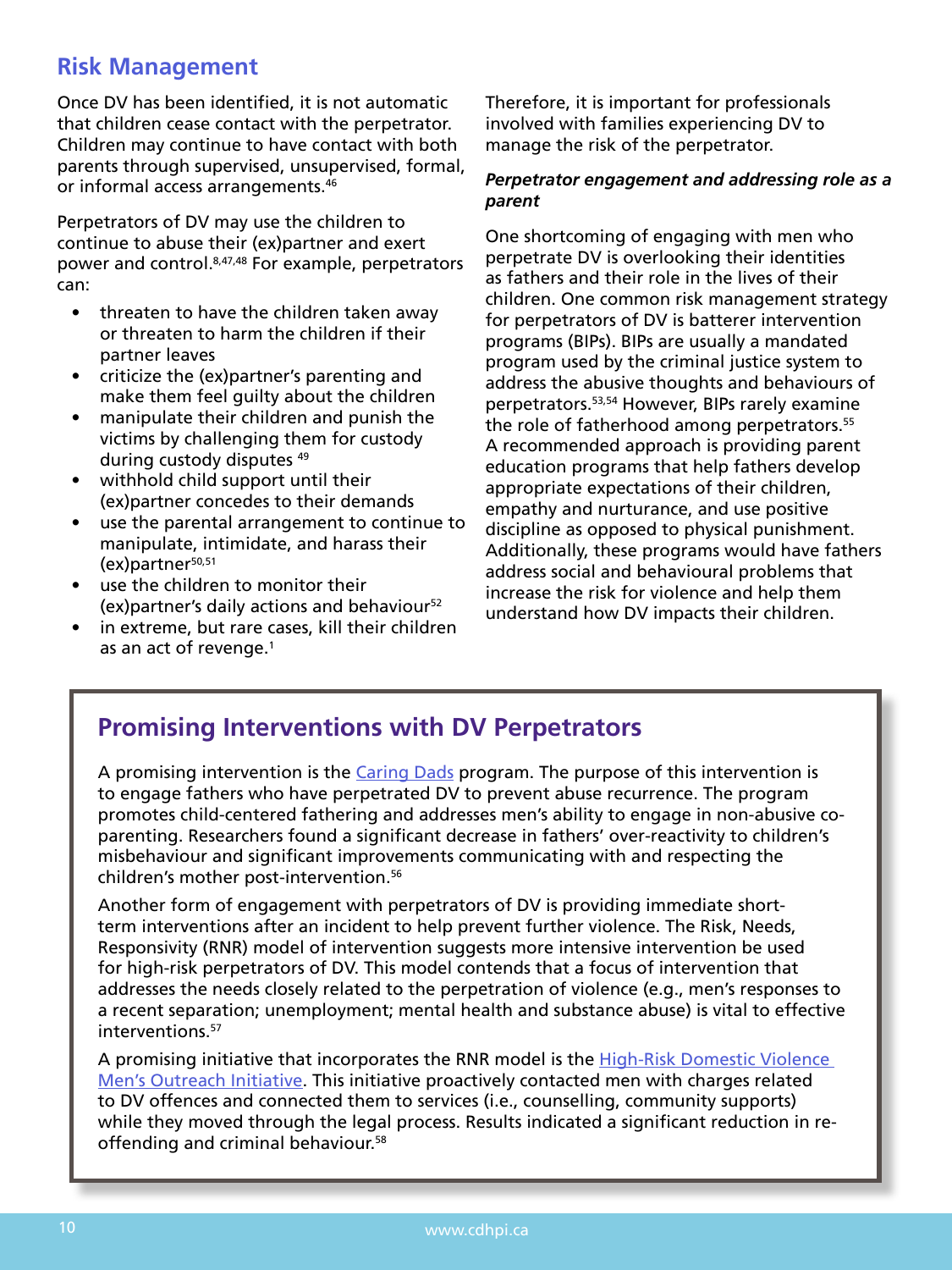## Risk Management

Once DV has been identified, it is not automatic that children cease contact with the perpetrator. Children may continue to have contact with both parents through supervised, unsupervised, formal, or informal access arrangements.[46]

Perpetrators of DV may use the children to continue to abuse their (ex)partner and exert power and control.[8,47,48] For example, perpetrators can:

- threaten to have the children taken away or threaten to harm the children if their partner leaves
- criticize the (ex)partner's parenting and make them feel guilty about the children
- manipulate their children and punish the victims by challenging them for custody during custody disputes [49]
- withhold child support until their (ex)partner concedes to their demands
- use the parental arrangement to continue to manipulate, intimidate, and harass their (ex)partner[50,51]
- use the children to monitor their (ex)partner's daily actions and behaviour[52]
- in extreme, but rare cases, kill their children as an act of revenge.[1]

Therefore, it is important for professionals involved with families experiencing DV to manage the risk of the perpetrator.

***Perpetrator engagement and addressing role as a parent***

One shortcoming of engaging with men who perpetrate DV is overlooking their identities as fathers and their role in the lives of their children. One common risk management strategy for perpetrators of DV is batterer intervention programs (BIPs). BIPs are usually a mandated program used by the criminal justice system to address the abusive thoughts and behaviours of perpetrators.[53,54] However, BIPs rarely examine the role of fatherhood among perpetrators.[55] A recommended approach is providing parent education programs that help fathers develop appropriate expectations of their children, empathy and nurturance, and use positive discipline as opposed to physical punishment. Additionally, these programs would have fathers address social and behavioural problems that increase the risk for violence and help them understand how DV impacts their children.

## Promising Interventions with DV Perpetrators

A promising intervention is the Caring Dads program. The purpose of this intervention is to engage fathers who have perpetrated DV to prevent abuse recurrence. The program promotes child-centered fathering and addresses men's ability to engage in non-abusive co-parenting. Researchers found a significant decrease in fathers' over-reactivity to children's misbehaviour and significant improvements communicating with and respecting the children's mother post-intervention.[56]

Another form of engagement with perpetrators of DV is providing immediate short-term interventions after an incident to help prevent further violence. The Risk, Needs, Responsivity (RNR) model of intervention suggests more intensive intervention be used for high-risk perpetrators of DV. This model contends that a focus of intervention that addresses the needs closely related to the perpetration of violence (e.g., men's responses to a recent separation; unemployment; mental health and substance abuse) is vital to effective interventions.[57]

A promising initiative that incorporates the RNR model is the High-Risk Domestic Violence Men's Outreach Initiative. This initiative proactively contacted men with charges related to DV offences and connected them to services (i.e., counselling, community supports) while they moved through the legal process. Results indicated a significant reduction in re-offending and criminal behaviour.[58]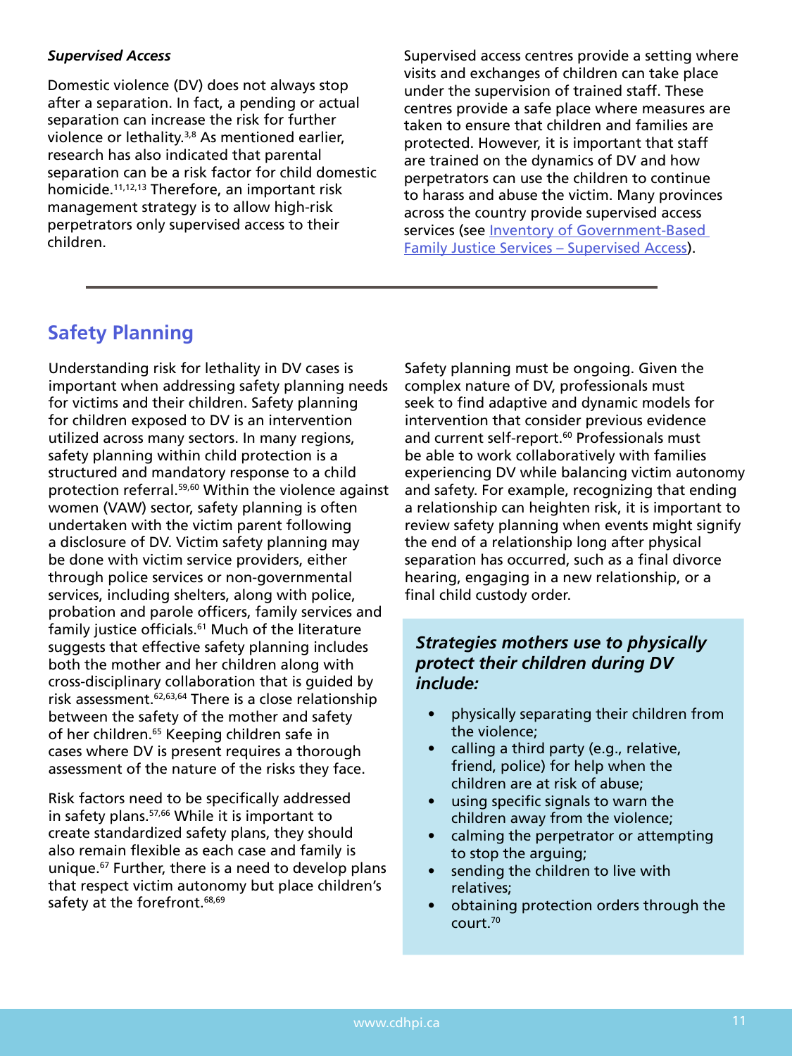***Supervised Access***

Domestic violence (DV) does not always stop after a separation. In fact, a pending or actual separation can increase the risk for further violence or lethality.[3,8] As mentioned earlier, research has also indicated that parental separation can be a risk factor for child domestic homicide.[11,12,13] Therefore, an important risk management strategy is to allow high-risk perpetrators only supervised access to their children.

Supervised access centres provide a setting where visits and exchanges of children can take place under the supervision of trained staff. These centres provide a safe place where measures are taken to ensure that children and families are protected. However, it is important that staff are trained on the dynamics of DV and how perpetrators can use the children to continue to harass and abuse the victim. Many provinces across the country provide supervised access services (see [Inventory of Government-Based Family Justice Services – Supervised Access]).

---

## Safety Planning

Understanding risk for lethality in DV cases is important when addressing safety planning needs for victims and their children. Safety planning for children exposed to DV is an intervention utilized across many sectors. In many regions, safety planning within child protection is a structured and mandatory response to a child protection referral.[59,60] Within the violence against women (VAW) sector, safety planning is often undertaken with the victim parent following a disclosure of DV. Victim safety planning may be done with victim service providers, either through police services or non-governmental services, including shelters, along with police, probation and parole officers, family services and family justice officials.[61] Much of the literature suggests that effective safety planning includes both the mother and her children along with cross-disciplinary collaboration that is guided by risk assessment.[62,63,64] There is a close relationship between the safety of the mother and safety of her children.[65] Keeping children safe in cases where DV is present requires a thorough assessment of the nature of the risks they face.

Risk factors need to be specifically addressed in safety plans.[57,66] While it is important to create standardized safety plans, they should also remain flexible as each case and family is unique.[67] Further, there is a need to develop plans that respect victim autonomy but place children's safety at the forefront.[68,69]

Safety planning must be ongoing. Given the complex nature of DV, professionals must seek to find adaptive and dynamic models for intervention that consider previous evidence and current self-report.[60] Professionals must be able to work collaboratively with families experiencing DV while balancing victim autonomy and safety. For example, recognizing that ending a relationship can heighten risk, it is important to review safety planning when events might signify the end of a relationship long after physical separation has occurred, such as a final divorce hearing, engaging in a new relationship, or a final child custody order.

***Strategies mothers use to physically protect their children during DV include:***

- physically separating their children from the violence;
- calling a third party (e.g., relative, friend, police) for help when the children are at risk of abuse;
- using specific signals to warn the children away from the violence;
- calming the perpetrator or attempting to stop the arguing;
- sending the children to live with relatives;
- obtaining protection orders through the court.[70]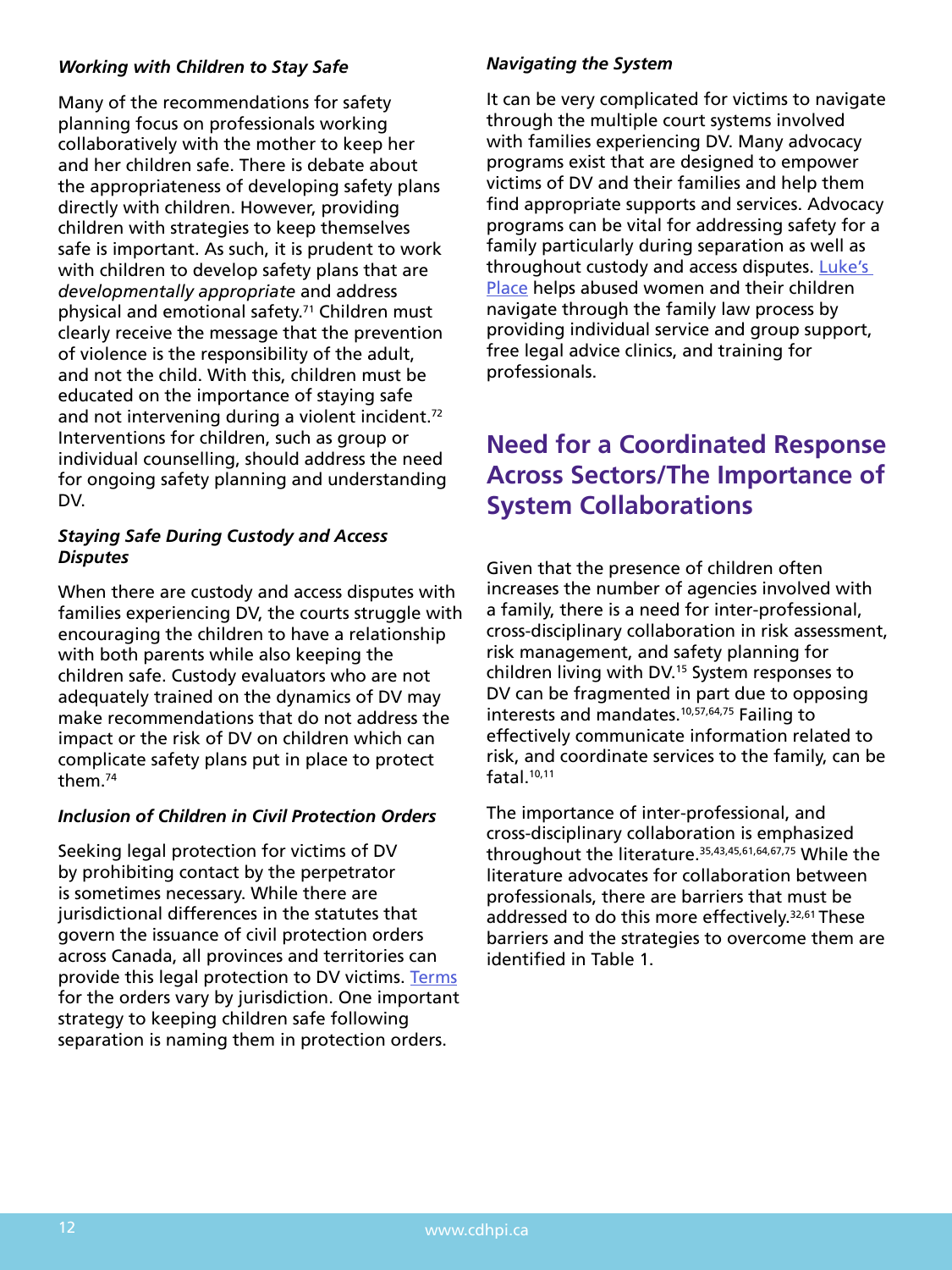### *Working with Children to Stay Safe*

Many of the recommendations for safety planning focus on professionals working collaboratively with the mother to keep her and her children safe. There is debate about the appropriateness of developing safety plans directly with children. However, providing children with strategies to keep themselves safe is important. As such, it is prudent to work with children to develop safety plans that are *developmentally appropriate* and address physical and emotional safety.[71] Children must clearly receive the message that the prevention of violence is the responsibility of the adult, and not the child. With this, children must be educated on the importance of staying safe and not intervening during a violent incident.[72] Interventions for children, such as group or individual counselling, should address the need for ongoing safety planning and understanding DV.

### *Staying Safe During Custody and Access Disputes*

When there are custody and access disputes with families experiencing DV, the courts struggle with encouraging the children to have a relationship with both parents while also keeping the children safe. Custody evaluators who are not adequately trained on the dynamics of DV may make recommendations that do not address the impact or the risk of DV on children which can complicate safety plans put in place to protect them.[74]

### *Inclusion of Children in Civil Protection Orders*

Seeking legal protection for victims of DV by prohibiting contact by the perpetrator is sometimes necessary. While there are jurisdictional differences in the statutes that govern the issuance of civil protection orders across Canada, all provinces and territories can provide this legal protection to DV victims. Terms for the orders vary by jurisdiction. One important strategy to keeping children safe following separation is naming them in protection orders.

### *Navigating the System*

It can be very complicated for victims to navigate through the multiple court systems involved with families experiencing DV. Many advocacy programs exist that are designed to empower victims of DV and their families and help them find appropriate supports and services. Advocacy programs can be vital for addressing safety for a family particularly during separation as well as throughout custody and access disputes. Luke's Place helps abused women and their children navigate through the family law process by providing individual service and group support, free legal advice clinics, and training for professionals.

## Need for a Coordinated Response Across Sectors/The Importance of System Collaborations

Given that the presence of children often increases the number of agencies involved with a family, there is a need for inter-professional, cross-disciplinary collaboration in risk assessment, risk management, and safety planning for children living with DV.[15] System responses to DV can be fragmented in part due to opposing interests and mandates.[10,57,64,75] Failing to effectively communicate information related to risk, and coordinate services to the family, can be fatal.[10,11]

The importance of inter-professional, and cross-disciplinary collaboration is emphasized throughout the literature.[35,43,45,61,64,67,75] While the literature advocates for collaboration between professionals, there are barriers that must be addressed to do this more effectively.[32,61] These barriers and the strategies to overcome them are identified in Table 1.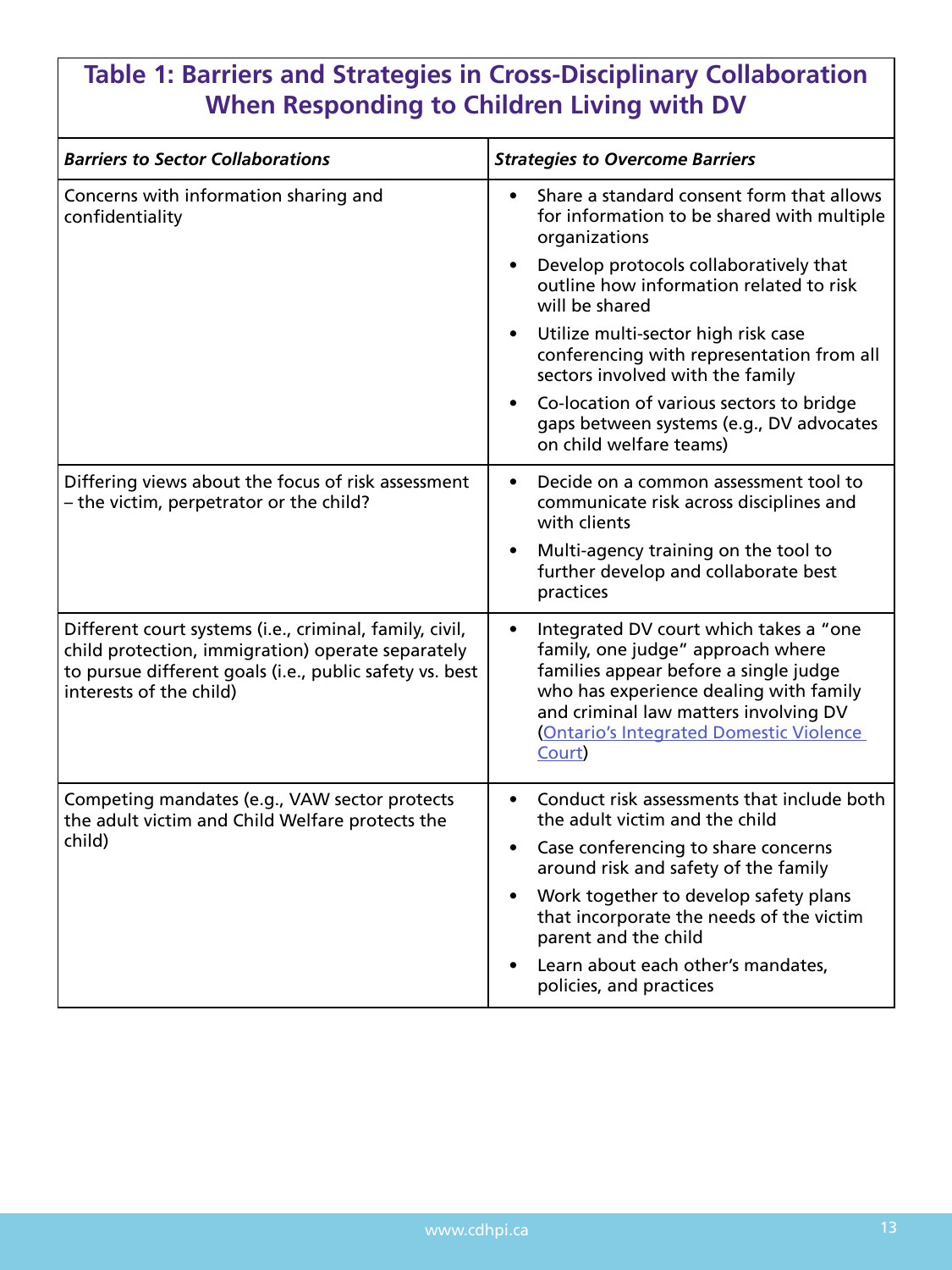## Table 1: Barriers and Strategies in Cross-Disciplinary Collaboration When Responding to Children Living with DV

| *Barriers to Sector Collaborations* | *Strategies to Overcome Barriers* |
|---|---|
| Concerns with information sharing and confidentiality | • Share a standard consent form that allows for information to be shared with multiple organizations<br>• Develop protocols collaboratively that outline how information related to risk will be shared<br>• Utilize multi-sector high risk case conferencing with representation from all sectors involved with the family<br>• Co-location of various sectors to bridge gaps between systems (e.g., DV advocates on child welfare teams) |
| Differing views about the focus of risk assessment – the victim, perpetrator or the child? | • Decide on a common assessment tool to communicate risk across disciplines and with clients<br>• Multi-agency training on the tool to further develop and collaborate best practices |
| Different court systems (i.e., criminal, family, civil, child protection, immigration) operate separately to pursue different goals (i.e., public safety vs. best interests of the child) | • Integrated DV court which takes a "one family, one judge" approach where families appear before a single judge who has experience dealing with family and criminal law matters involving DV (Ontario's Integrated Domestic Violence Court) |
| Competing mandates (e.g., VAW sector protects the adult victim and Child Welfare protects the child) | • Conduct risk assessments that include both the adult victim and the child<br>• Case conferencing to share concerns around risk and safety of the family<br>• Work together to develop safety plans that incorporate the needs of the victim parent and the child<br>• Learn about each other's mandates, policies, and practices |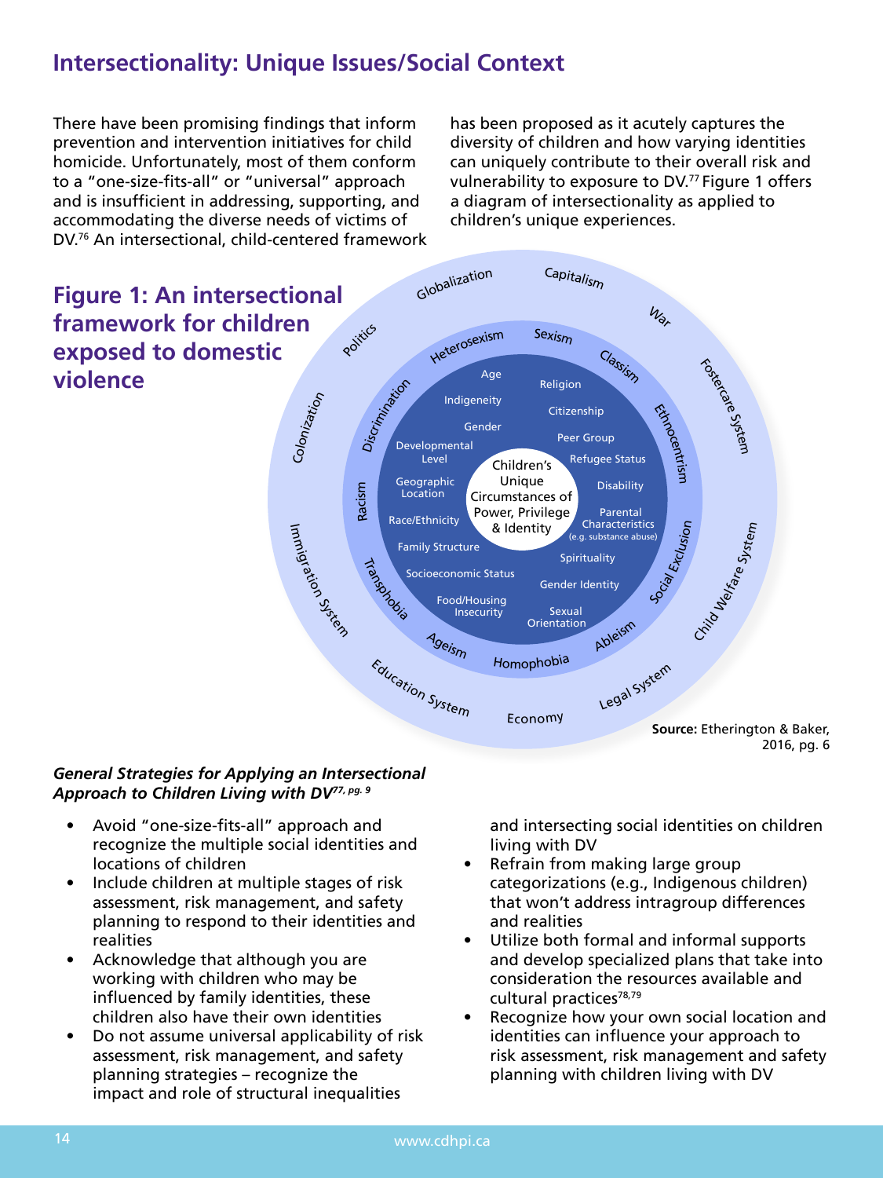## Intersectionality: Unique Issues/Social Context

There have been promising findings that inform prevention and intervention initiatives for child homicide. Unfortunately, most of them conform to a "one-size-fits-all" or "universal" approach and is insufficient in addressing, supporting, and accommodating the diverse needs of victims of DV.[76] An intersectional, child-centered framework has been proposed as it acutely captures the diversity of children and how varying identities can uniquely contribute to their overall risk and vulnerability to exposure to DV.[77] Figure 1 offers a diagram of intersectionality as applied to children's unique experiences.

### Figure 1: An intersectional framework for children exposed to domestic violence

Children's Unique Circumstances of Power, Privilege & Identity

Age, Religion, Indigeneity, Citizenship, Gender, Peer Group, Developmental Level, Refugee Status, Geographic Location, Disability, Race/Ethnicity, Parental Characteristics (e.g. substance abuse), Family Structure, Spirituality, Socioeconomic Status, Gender Identity, Food/Housing Insecurity, Sexual Orientation

Heterosexism, Sexism, Classism, Ethnocentrism, Social Exclusion, Ableism, Homophobia, Ageism, Transphobia, Racism, Discrimination

Globalization, Capitalism, War, Fostercare System, Child Welfare System, Legal System, Economy, Education System, Immigration System, Colonization, Politics

**Source:** Etherington & Baker, 2016, pg. 6

#### *General Strategies for Applying an Intersectional Approach to Children Living with DV*[77, pg. 9]

- Avoid "one-size-fits-all" approach and recognize the multiple social identities and locations of children
- Include children at multiple stages of risk assessment, risk management, and safety planning to respond to their identities and realities
- Acknowledge that although you are working with children who may be influenced by family identities, these children also have their own identities
- Do not assume universal applicability of risk assessment, risk management, and safety planning strategies – recognize the impact and role of structural inequalities and intersecting social identities on children living with DV
- Refrain from making large group categorizations (e.g., Indigenous children) that won't address intragroup differences and realities
- Utilize both formal and informal supports and develop specialized plans that take into consideration the resources available and cultural practices[78,79]
- Recognize how your own social location and identities can influence your approach to risk assessment, risk management and safety planning with children living with DV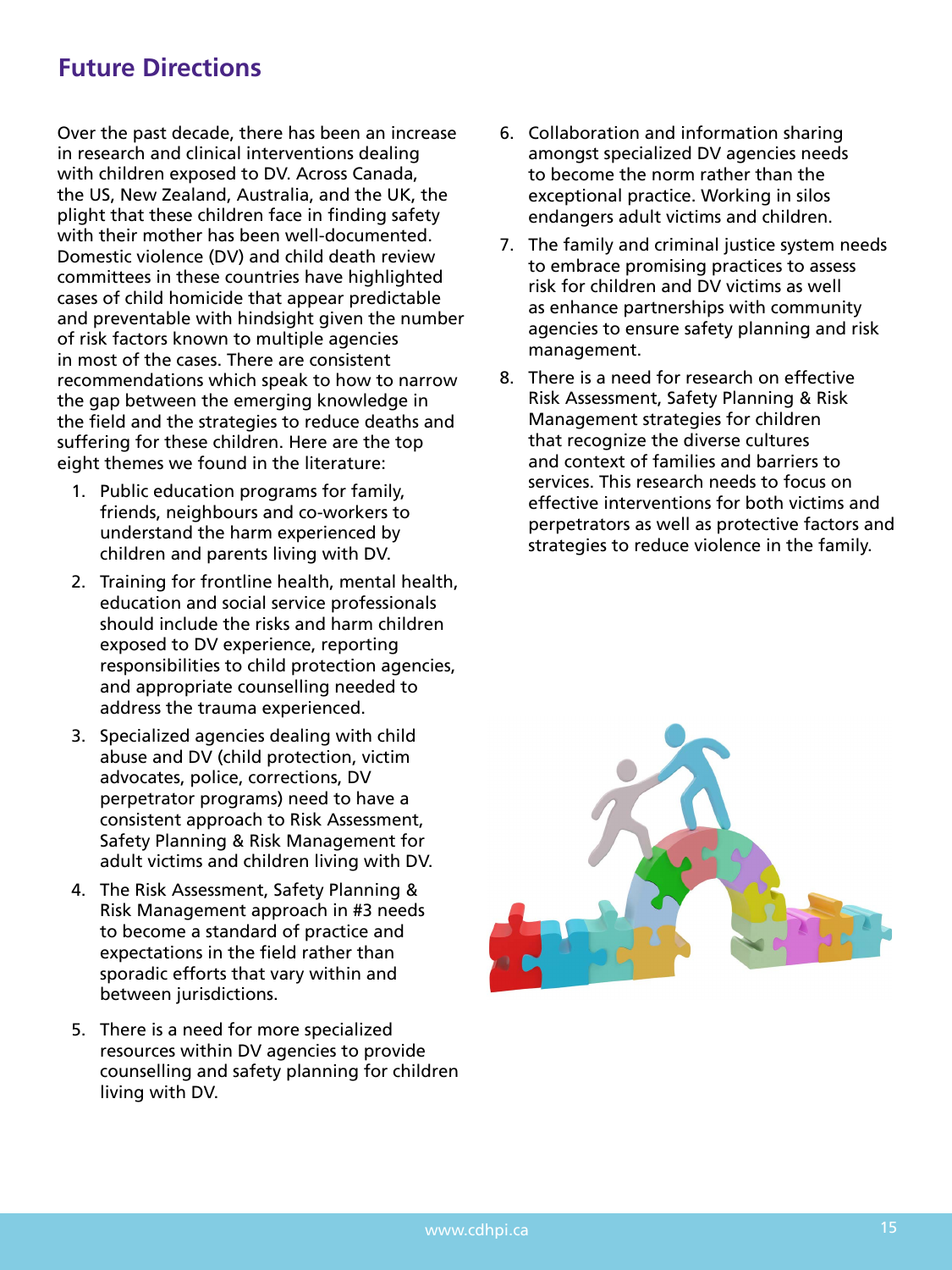## Future Directions

Over the past decade, there has been an increase in research and clinical interventions dealing with children exposed to DV. Across Canada, the US, New Zealand, Australia, and the UK, the plight that these children face in finding safety with their mother has been well-documented. Domestic violence (DV) and child death review committees in these countries have highlighted cases of child homicide that appear predictable and preventable with hindsight given the number of risk factors known to multiple agencies in most of the cases. There are consistent recommendations which speak to how to narrow the gap between the emerging knowledge in the field and the strategies to reduce deaths and suffering for these children. Here are the top eight themes we found in the literature:

1. Public education programs for family, friends, neighbours and co-workers to understand the harm experienced by children and parents living with DV.
2. Training for frontline health, mental health, education and social service professionals should include the risks and harm children exposed to DV experience, reporting responsibilities to child protection agencies, and appropriate counselling needed to address the trauma experienced.
3. Specialized agencies dealing with child abuse and DV (child protection, victim advocates, police, corrections, DV perpetrator programs) need to have a consistent approach to Risk Assessment, Safety Planning & Risk Management for adult victims and children living with DV.
4. The Risk Assessment, Safety Planning & Risk Management approach in #3 needs to become a standard of practice and expectations in the field rather than sporadic efforts that vary within and between jurisdictions.
5. There is a need for more specialized resources within DV agencies to provide counselling and safety planning for children living with DV.
6. Collaboration and information sharing amongst specialized DV agencies needs to become the norm rather than the exceptional practice. Working in silos endangers adult victims and children.
7. The family and criminal justice system needs to embrace promising practices to assess risk for children and DV victims as well as enhance partnerships with community agencies to ensure safety planning and risk management.
8. There is a need for research on effective Risk Assessment, Safety Planning & Risk Management strategies for children that recognize the diverse cultures and context of families and barriers to services. This research needs to focus on effective interventions for both victims and perpetrators as well as protective factors and strategies to reduce violence in the family.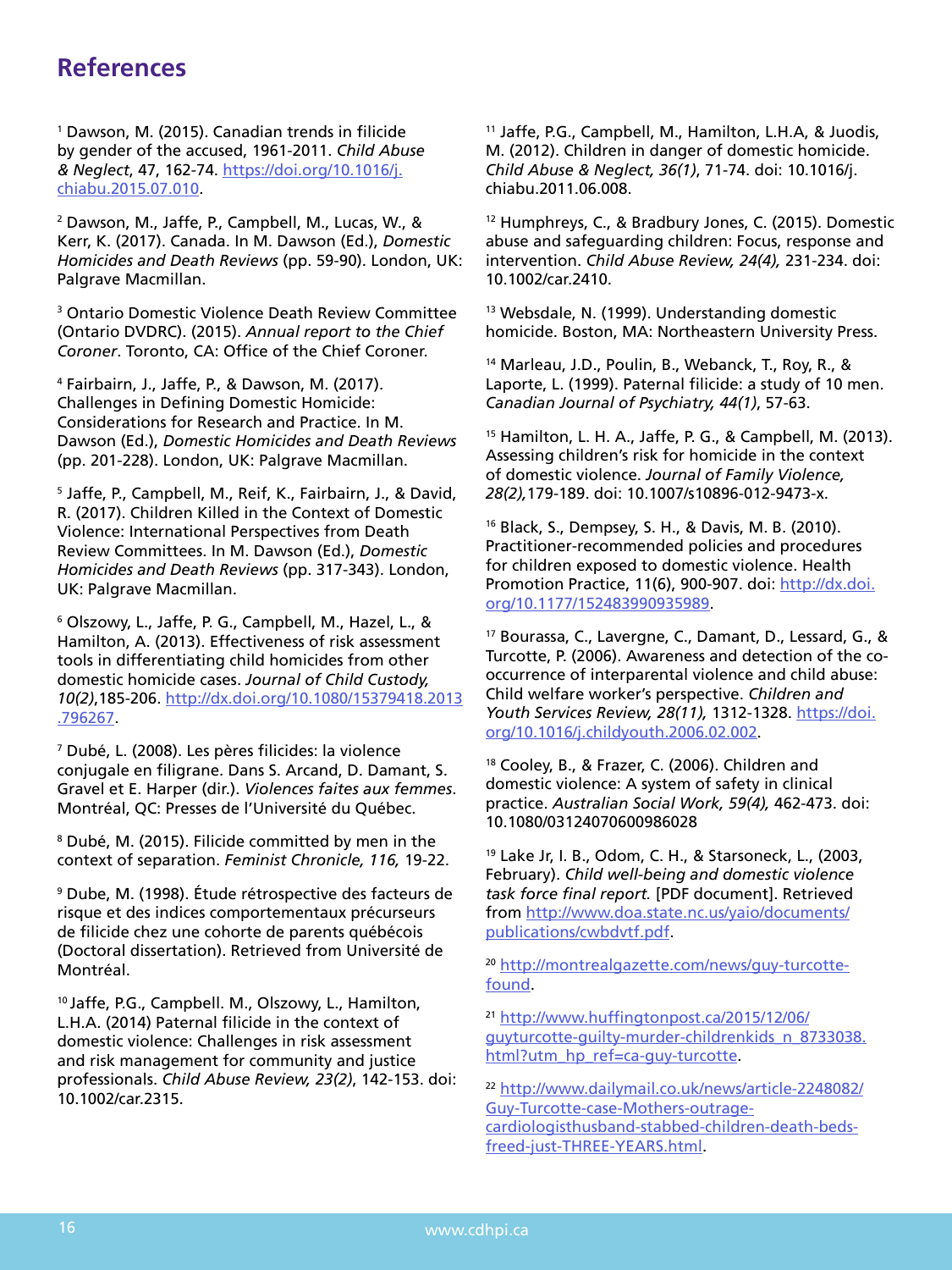# References

[1] Dawson, M. (2015). Canadian trends in filicide by gender of the accused, 1961-2011. *Child Abuse & Neglect*, 47, 162-74. https://doi.org/10.1016/j.chiabu.2015.07.010.

[2] Dawson, M., Jaffe, P., Campbell, M., Lucas, W., & Kerr, K. (2017). Canada. In M. Dawson (Ed.), *Domestic Homicides and Death Reviews* (pp. 59-90). London, UK: Palgrave Macmillan.

[3] Ontario Domestic Violence Death Review Committee (Ontario DVDRC). (2015). *Annual report to the Chief Coroner*. Toronto, CA: Office of the Chief Coroner.

[4] Fairbairn, J., Jaffe, P., & Dawson, M. (2017). Challenges in Defining Domestic Homicide: Considerations for Research and Practice. In M. Dawson (Ed.), *Domestic Homicides and Death Reviews* (pp. 201-228). London, UK: Palgrave Macmillan.

[5] Jaffe, P., Campbell, M., Reif, K., Fairbairn, J., & David, R. (2017). Children Killed in the Context of Domestic Violence: International Perspectives from Death Review Committees. In M. Dawson (Ed.), *Domestic Homicides and Death Reviews* (pp. 317-343). London, UK: Palgrave Macmillan.

[6] Olszowy, L., Jaffe, P. G., Campbell, M., Hazel, L., & Hamilton, A. (2013). Effectiveness of risk assessment tools in differentiating child homicides from other domestic homicide cases. *Journal of Child Custody, 10(2)*,185-206. http://dx.doi.org/10.1080/15379418.2013.796267.

[7] Dubé, L. (2008). Les pères filicides: la violence conjugale en filigrane. Dans S. Arcand, D. Damant, S. Gravel et E. Harper (dir.). *Violences faites aux femmes*. Montréal, QC: Presses de l'Université du Québec.

[8] Dubé, M. (2015). Filicide committed by men in the context of separation. *Feminist Chronicle, 116,* 19-22.

[9] Dube, M. (1998). Étude rétrospective des facteurs de risque et des indices comportementaux précurseurs de filicide chez une cohorte de parents québécois (Doctoral dissertation). Retrieved from Université de Montréal.

[10] Jaffe, P.G., Campbell. M., Olszowy, L., Hamilton, L.H.A. (2014) Paternal filicide in the context of domestic violence: Challenges in risk assessment and risk management for community and justice professionals. *Child Abuse Review, 23(2)*, 142-153. doi: 10.1002/car.2315.

[11] Jaffe, P.G., Campbell, M., Hamilton, L.H.A, & Juodis, M. (2012). Children in danger of domestic homicide. *Child Abuse & Neglect, 36(1)*, 71-74. doi: 10.1016/j.chiabu.2011.06.008.

[12] Humphreys, C., & Bradbury Jones, C. (2015). Domestic abuse and safeguarding children: Focus, response and intervention. *Child Abuse Review, 24(4),* 231-234. doi: 10.1002/car.2410.

[13] Websdale, N. (1999). Understanding domestic homicide. Boston, MA: Northeastern University Press.

[14] Marleau, J.D., Poulin, B., Webanck, T., Roy, R., & Laporte, L. (1999). Paternal filicide: a study of 10 men. *Canadian Journal of Psychiatry, 44(1)*, 57-63.

[15] Hamilton, L. H. A., Jaffe, P. G., & Campbell, M. (2013). Assessing children's risk for homicide in the context of domestic violence. *Journal of Family Violence, 28(2),*179-189. doi: 10.1007/s10896-012-9473-x.

[16] Black, S., Dempsey, S. H., & Davis, M. B. (2010). Practitioner-recommended policies and procedures for children exposed to domestic violence. Health Promotion Practice, 11(6), 900-907. doi: http://dx.doi.org/10.1177/152483990935989.

[17] Bourassa, C., Lavergne, C., Damant, D., Lessard, G., & Turcotte, P. (2006). Awareness and detection of the co-occurrence of interparental violence and child abuse: Child welfare worker's perspective. *Children and Youth Services Review, 28(11),* 1312-1328. https://doi.org/10.1016/j.childyouth.2006.02.002.

[18] Cooley, B., & Frazer, C. (2006). Children and domestic violence: A system of safety in clinical practice. *Australian Social Work, 59(4),* 462-473. doi: 10.1080/03124070600986028

[19] Lake Jr, I. B., Odom, C. H., & Starsoneck, L., (2003, February). *Child well-being and domestic violence task force final report.* [PDF document]. Retrieved from http://www.doa.state.nc.us/yaio/documents/publications/cwbdvtf.pdf.

[20] http://montrealgazette.com/news/guy-turcotte-found.

[21] http://www.huffingtonpost.ca/2015/12/06/guyturcotte-guilty-murder-childrenkids_n_8733038.html?utm_hp_ref=ca-guy-turcotte.

[22] http://www.dailymail.co.uk/news/article-2248082/Guy-Turcotte-case-Mothers-outrage-cardiologisthusband-stabbed-children-death-beds-freed-just-THREE-YEARS.html.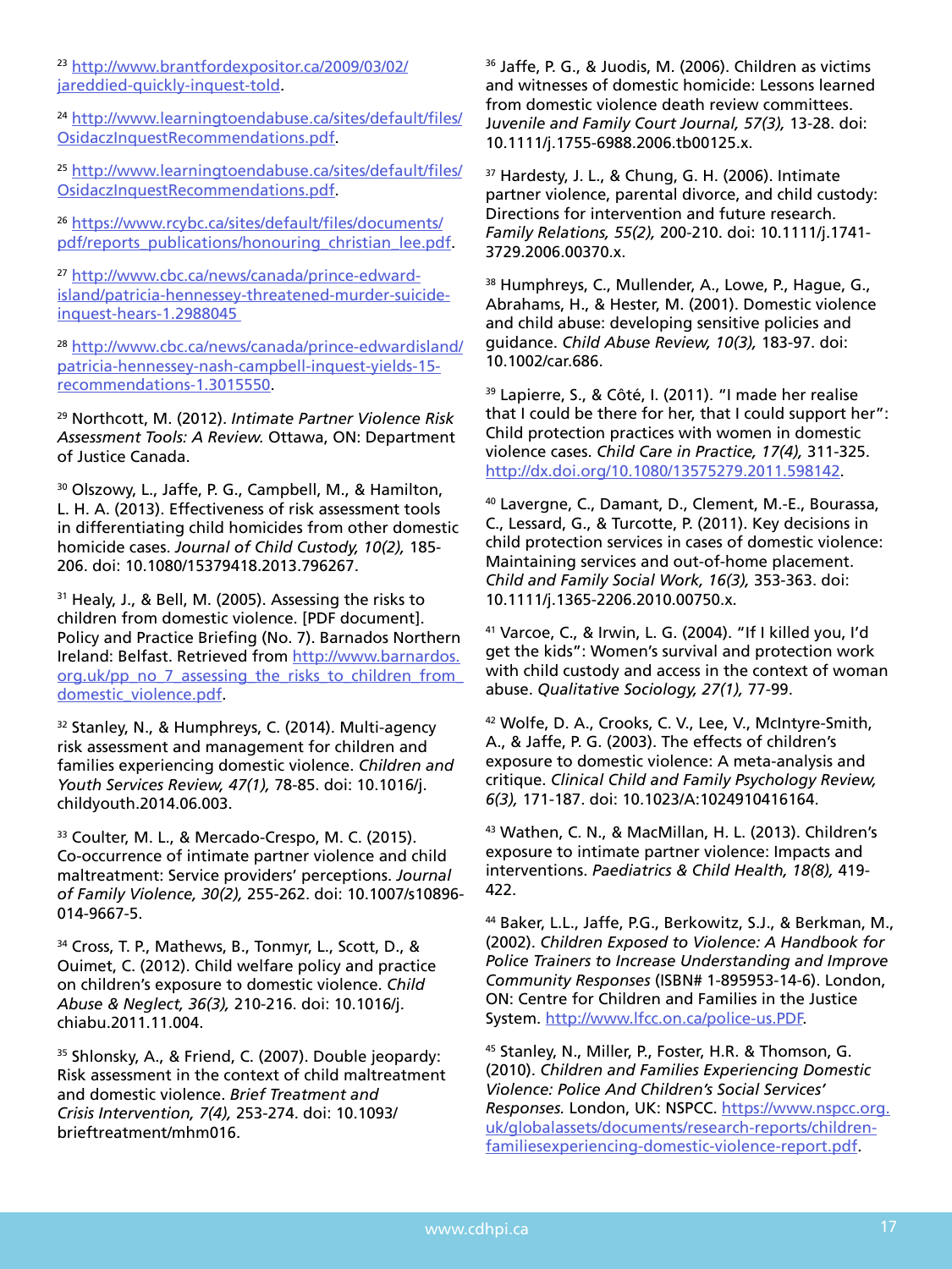[23] http://www.brantfordexpositor.ca/2009/03/02/jareddied-quickly-inquest-told.

[24] http://www.learningtoendabuse.ca/sites/default/files/OsidaczInquestRecommendations.pdf.

[25] http://www.learningtoendabuse.ca/sites/default/files/OsidaczInquestRecommendations.pdf.

[26] https://www.rcybc.ca/sites/default/files/documents/pdf/reports_publications/honouring_christian_lee.pdf.

[27] http://www.cbc.ca/news/canada/prince-edward-island/patricia-hennessey-threatened-murder-suicide-inquest-hears-1.2988045

[28] http://www.cbc.ca/news/canada/prince-edwardisland/patricia-hennessey-nash-campbell-inquest-yields-15-recommendations-1.3015550.

[29] Northcott, M. (2012). *Intimate Partner Violence Risk Assessment Tools: A Review.* Ottawa, ON: Department of Justice Canada.

[30] Olszowy, L., Jaffe, P. G., Campbell, M., & Hamilton, L. H. A. (2013). Effectiveness of risk assessment tools in differentiating child homicides from other domestic homicide cases. *Journal of Child Custody, 10(2),* 185-206. doi: 10.1080/15379418.2013.796267.

[31] Healy, J., & Bell, M. (2005). Assessing the risks to children from domestic violence. [PDF document]. Policy and Practice Briefing (No. 7). Barnados Northern Ireland: Belfast. Retrieved from http://www.barnardos.org.uk/pp_no_7_assessing_the_risks_to_children_from_domestic_violence.pdf.

[32] Stanley, N., & Humphreys, C. (2014). Multi-agency risk assessment and management for children and families experiencing domestic violence. *Children and Youth Services Review, 47(1),* 78-85. doi: 10.1016/j.childyouth.2014.06.003.

[33] Coulter, M. L., & Mercado-Crespo, M. C. (2015). Co-occurrence of intimate partner violence and child maltreatment: Service providers' perceptions. *Journal of Family Violence, 30(2),* 255-262. doi: 10.1007/s10896-014-9667-5.

[34] Cross, T. P., Mathews, B., Tonmyr, L., Scott, D., & Ouimet, C. (2012). Child welfare policy and practice on children's exposure to domestic violence. *Child Abuse & Neglect, 36(3),* 210-216. doi: 10.1016/j.chiabu.2011.11.004.

[35] Shlonsky, A., & Friend, C. (2007). Double jeopardy: Risk assessment in the context of child maltreatment and domestic violence. *Brief Treatment and Crisis Intervention, 7(4),* 253-274. doi: 10.1093/brieftreatment/mhm016.

[36] Jaffe, P. G., & Juodis, M. (2006). Children as victims and witnesses of domestic homicide: Lessons learned from domestic violence death review committees. *Juvenile and Family Court Journal, 57(3),* 13-28. doi: 10.1111/j.1755-6988.2006.tb00125.x.

[37] Hardesty, J. L., & Chung, G. H. (2006). Intimate partner violence, parental divorce, and child custody: Directions for intervention and future research. *Family Relations, 55(2),* 200-210. doi: 10.1111/j.1741-3729.2006.00370.x.

[38] Humphreys, C., Mullender, A., Lowe, P., Hague, G., Abrahams, H., & Hester, M. (2001). Domestic violence and child abuse: developing sensitive policies and guidance. *Child Abuse Review, 10(3),* 183-97. doi: 10.1002/car.686.

[39] Lapierre, S., & Côté, I. (2011). "I made her realise that I could be there for her, that I could support her": Child protection practices with women in domestic violence cases. *Child Care in Practice, 17(4),* 311-325. http://dx.doi.org/10.1080/13575279.2011.598142.

[40] Lavergne, C., Damant, D., Clement, M.-E., Bourassa, C., Lessard, G., & Turcotte, P. (2011). Key decisions in child protection services in cases of domestic violence: Maintaining services and out-of-home placement. *Child and Family Social Work, 16(3),* 353-363. doi: 10.1111/j.1365-2206.2010.00750.x.

[41] Varcoe, C., & Irwin, L. G. (2004). "If I killed you, I'd get the kids": Women's survival and protection work with child custody and access in the context of woman abuse. *Qualitative Sociology, 27(1),* 77-99.

[42] Wolfe, D. A., Crooks, C. V., Lee, V., McIntyre-Smith, A., & Jaffe, P. G. (2003). The effects of children's exposure to domestic violence: A meta-analysis and critique. *Clinical Child and Family Psychology Review, 6(3),* 171-187. doi: 10.1023/A:1024910416164.

[43] Wathen, C. N., & MacMillan, H. L. (2013). Children's exposure to intimate partner violence: Impacts and interventions. *Paediatrics & Child Health, 18(8),* 419-422.

[44] Baker, L.L., Jaffe, P.G., Berkowitz, S.J., & Berkman, M., (2002). *Children Exposed to Violence: A Handbook for Police Trainers to Increase Understanding and Improve Community Responses* (ISBN# 1-895953-14-6). London, ON: Centre for Children and Families in the Justice System. http://www.lfcc.on.ca/police-us.PDF.

[45] Stanley, N., Miller, P., Foster, H.R. & Thomson, G. (2010). *Children and Families Experiencing Domestic Violence: Police And Children's Social Services' Responses.* London, UK: NSPCC. https://www.nspcc.org.uk/globalassets/documents/research-reports/children-familiesexperiencing-domestic-violence-report.pdf.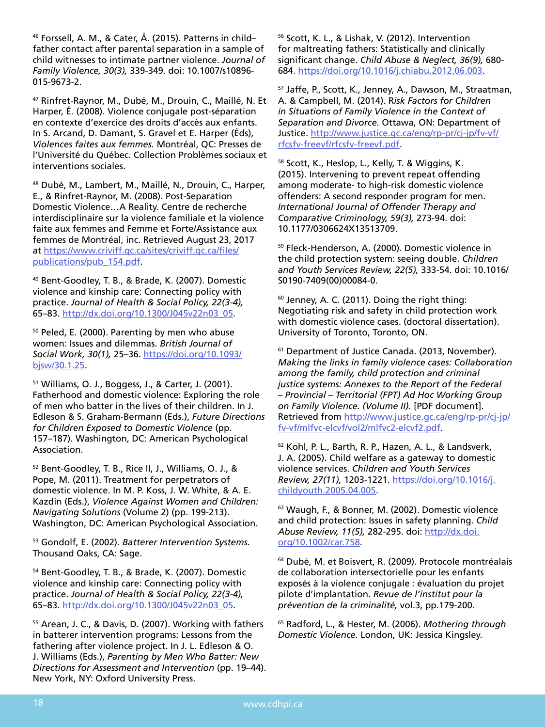[46] Forssell, A. M., & Cater, Å. (2015). Patterns in child–father contact after parental separation in a sample of child witnesses to intimate partner violence. *Journal of Family Violence, 30(3),* 339-349. doi: 10.1007/s10896-015-9673-2.

[47] Rinfret-Raynor, M., Dubé, M., Drouin, C., Maillé, N. Et Harper, É. (2008). Violence conjugale post-séparation en contexte d'exercice des droits d'accès aux enfants. In S. Arcand, D. Damant, S. Gravel et E. Harper (Éds), *Violences faites aux femmes.* Montréal, QC: Presses de l'Université du Québec. Collection Problèmes sociaux et interventions sociales.

[48] Dubé, M., Lambert, M., Maillé, N., Drouin, C., Harper, E., & Rinfret-Raynor, M. (2008). Post-Separation Domestic Violence…A Reality. Centre de recherche interdisciplinaire sur la violence familiale et la violence faite aux femmes and Femme et Forte/Assistance aux femmes de Montréal, inc. Retrieved August 23, 2017 at https://www.criviff.qc.ca/sites/criviff.qc.ca/files/publications/pub_154.pdf.

[49] Bent-Goodley, T. B., & Brade, K. (2007). Domestic violence and kinship care: Connecting policy with practice. *Journal of Health & Social Policy, 22(3-4),* 65–83. http://dx.doi.org/10.1300/J045v22n03_05.

[50] Peled, E. (2000). Parenting by men who abuse women: Issues and dilemmas. *British Journal of Social Work, 30(1),* 25–36. https://doi.org/10.1093/bjsw/30.1.25.

[51] Williams, O. J., Boggess, J., & Carter, J. (2001). Fatherhood and domestic violence: Exploring the role of men who batter in the lives of their children. In J. Edleson & S. Graham-Bermann (Eds.), *Future Directions for Children Exposed to Domestic Violence* (pp. 157–187). Washington, DC: American Psychological Association.

[52] Bent-Goodley, T. B., Rice II, J., Williams, O. J., & Pope, M. (2011). Treatment for perpetrators of domestic violence. In M. P. Koss, J. W. White, & A. E. Kazdin (Eds.), *Violence Against Women and Children: Navigating Solutions* (Volume 2) (pp. 199-213). Washington, DC: American Psychological Association.

[53] Gondolf, E. (2002). *Batterer Intervention Systems.* Thousand Oaks, CA: Sage.

[54] Bent-Goodley, T. B., & Brade, K. (2007). Domestic violence and kinship care: Connecting policy with practice. *Journal of Health & Social Policy, 22(3-4),* 65–83. http://dx.doi.org/10.1300/J045v22n03_05.

[55] Arean, J. C., & Davis, D. (2007). Working with fathers in batterer intervention programs: Lessons from the fathering after violence project. In J. L. Edleson & O. J. Williams (Eds.), *Parenting by Men Who Batter: New Directions for Assessment and Intervention* (pp. 19–44). New York, NY: Oxford University Press.

[56] Scott, K. L., & Lishak, V. (2012). Intervention for maltreating fathers: Statistically and clinically significant change. *Child Abuse & Neglect, 36(9),* 680-684. https://doi.org/10.1016/j.chiabu.2012.06.003.

[57] Jaffe, P., Scott, K., Jenney, A., Dawson, M., Straatman, A. & Campbell, M. (2014). *Risk Factors for Children in Situations of Family Violence in the Context of Separation and Divorce.* Ottawa, ON: Department of Justice. http://www.justice.gc.ca/eng/rp-pr/cj-jp/fv-vf/rfcsfv-freevf/rfcsfv-freevf.pdf.

[58] Scott, K., Heslop, L., Kelly, T. & Wiggins, K. (2015). Intervening to prevent repeat offending among moderate- to high-risk domestic violence offenders: A second responder program for men. *International Journal of Offender Therapy and Comparative Criminology, 59(3),* 273-94. doi: 10.1177/0306624X13513709.

[59] Fleck-Henderson, A. (2000). Domestic violence in the child protection system: seeing double. *Children and Youth Services Review, 22(5),* 333-54. doi: 10.1016/S0190-7409(00)00084-0.

[60] Jenney, A. C. (2011). Doing the right thing: Negotiating risk and safety in child protection work with domestic violence cases. (doctoral dissertation). University of Toronto, Toronto, ON.

[61] Department of Justice Canada. (2013, November). *Making the links in family violence cases: Collaboration among the family, child protection and criminal justice systems: Annexes to the Report of the Federal – Provincial – Territorial (FPT) Ad Hoc Working Group on Family Violence. (Volume II).* [PDF document]. Retrieved from http://www.justice.gc.ca/eng/rp-pr/cj-jp/fv-vf/mlfvc-elcvf/vol2/mlfvc2-elcvf2.pdf.

[62] Kohl, P. L., Barth, R. P., Hazen, A. L., & Landsverk, J. A. (2005). Child welfare as a gateway to domestic violence services. *Children and Youth Services Review, 27(11),* 1203-1221. https://doi.org/10.1016/j.childyouth.2005.04.005.

[63] Waugh, F., & Bonner, M. (2002). Domestic violence and child protection: Issues in safety planning. *Child Abuse Review, 11(5),* 282-295. doi: http://dx.doi.org/10.1002/car.758.

[64] Dubé, M. et Boisvert, R. (2009). Protocole montréalais de collaboration intersectorielle pour les enfants exposés à la violence conjugale : évaluation du projet pilote d'implantation. *Revue de l'institut pour la prévention de la criminalité,* vol.3, pp.179-200.

[65] Radford, L., & Hester, M. (2006). *Mothering through Domestic Violence.* London, UK: Jessica Kingsley.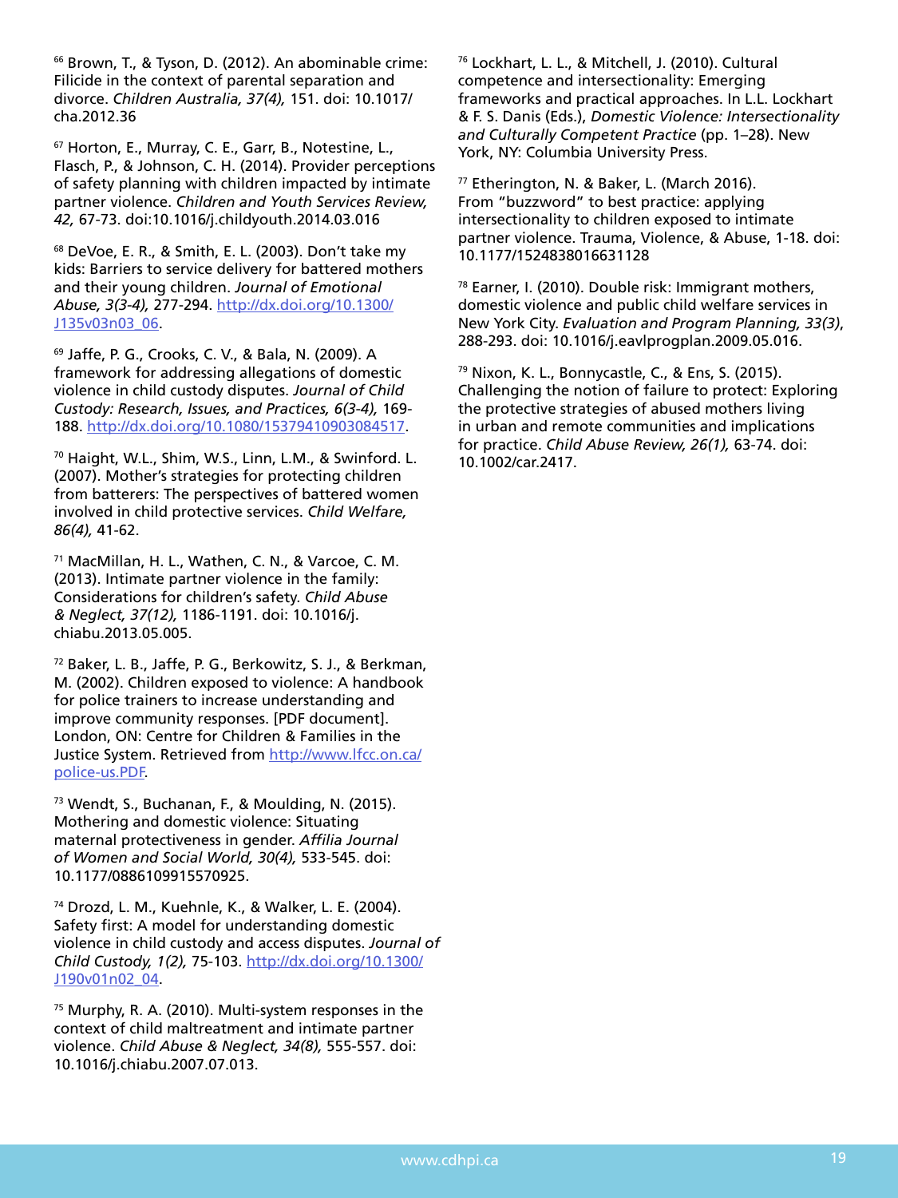[66] Brown, T., & Tyson, D. (2012). An abominable crime: Filicide in the context of parental separation and divorce. *Children Australia, 37(4),* 151. doi: 10.1017/cha.2012.36

[67] Horton, E., Murray, C. E., Garr, B., Notestine, L., Flasch, P., & Johnson, C. H. (2014). Provider perceptions of safety planning with children impacted by intimate partner violence. *Children and Youth Services Review, 42,* 67-73. doi:10.1016/j.childyouth.2014.03.016

[68] DeVoe, E. R., & Smith, E. L. (2003). Don't take my kids: Barriers to service delivery for battered mothers and their young children. *Journal of Emotional Abuse, 3(3-4),* 277-294. http://dx.doi.org/10.1300/J135v03n03_06.

[69] Jaffe, P. G., Crooks, C. V., & Bala, N. (2009). A framework for addressing allegations of domestic violence in child custody disputes. *Journal of Child Custody: Research, Issues, and Practices, 6(3-4),* 169-188. http://dx.doi.org/10.1080/15379410903084517.

[70] Haight, W.L., Shim, W.S., Linn, L.M., & Swinford. L. (2007). Mother's strategies for protecting children from batterers: The perspectives of battered women involved in child protective services. *Child Welfare, 86(4),* 41-62.

[71] MacMillan, H. L., Wathen, C. N., & Varcoe, C. M. (2013). Intimate partner violence in the family: Considerations for children's safety. *Child Abuse & Neglect, 37(12),* 1186-1191. doi: 10.1016/j.chiabu.2013.05.005.

[72] Baker, L. B., Jaffe, P. G., Berkowitz, S. J., & Berkman, M. (2002). Children exposed to violence: A handbook for police trainers to increase understanding and improve community responses. [PDF document]. London, ON: Centre for Children & Families in the Justice System. Retrieved from http://www.lfcc.on.ca/police-us.PDF.

[73] Wendt, S., Buchanan, F., & Moulding, N. (2015). Mothering and domestic violence: Situating maternal protectiveness in gender. *Affilia Journal of Women and Social World, 30(4),* 533-545. doi: 10.1177/0886109915570925.

[74] Drozd, L. M., Kuehnle, K., & Walker, L. E. (2004). Safety first: A model for understanding domestic violence in child custody and access disputes. *Journal of Child Custody, 1(2),* 75-103. http://dx.doi.org/10.1300/J190v01n02_04.

[75] Murphy, R. A. (2010). Multi-system responses in the context of child maltreatment and intimate partner violence. *Child Abuse & Neglect, 34(8),* 555-557. doi: 10.1016/j.chiabu.2007.07.013.

[76] Lockhart, L. L., & Mitchell, J. (2010). Cultural competence and intersectionality: Emerging frameworks and practical approaches. In L.L. Lockhart & F. S. Danis (Eds.), *Domestic Violence: Intersectionality and Culturally Competent Practice* (pp. 1–28). New York, NY: Columbia University Press.

[77] Etherington, N. & Baker, L. (March 2016). From "buzzword" to best practice: applying intersectionality to children exposed to intimate partner violence. Trauma, Violence, & Abuse, 1-18. doi: 10.1177/1524838016631128

[78] Earner, I. (2010). Double risk: Immigrant mothers, domestic violence and public child welfare services in New York City. *Evaluation and Program Planning, 33(3)*, 288-293. doi: 10.1016/j.eavlprogplan.2009.05.016.

[79] Nixon, K. L., Bonnycastle, C., & Ens, S. (2015). Challenging the notion of failure to protect: Exploring the protective strategies of abused mothers living in urban and remote communities and implications for practice. *Child Abuse Review, 26(1),* 63-74. doi: 10.1002/car.2417.